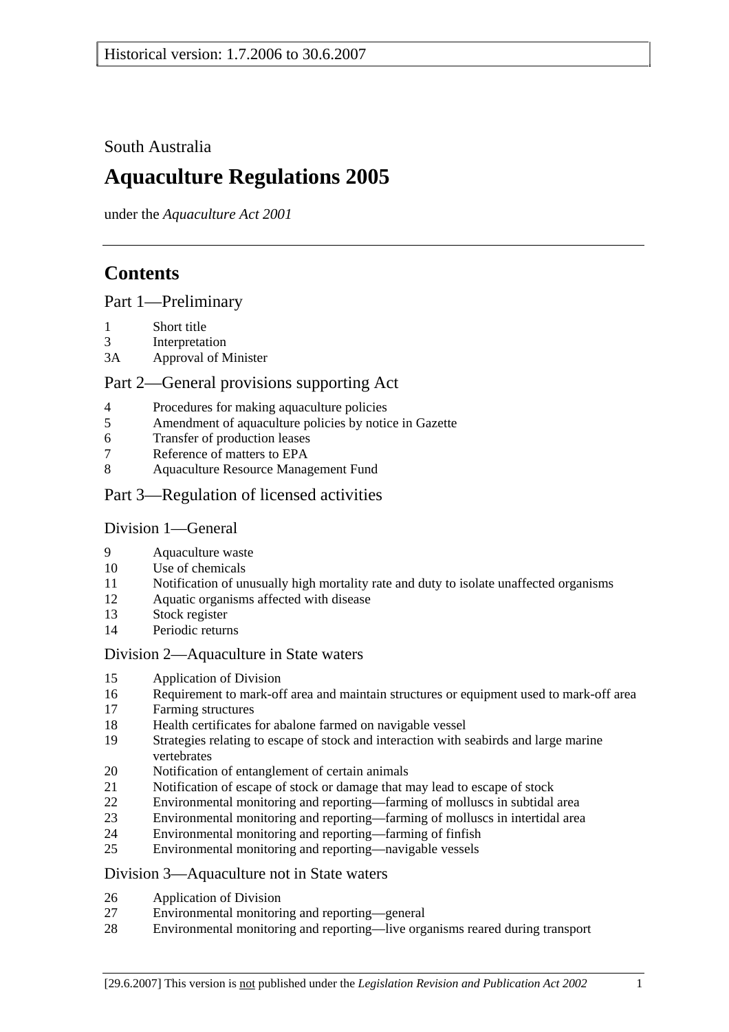Historical version: 1.7.2006 to 30.6.2007

South Australia

# Aquaculture Regulations 2005

under the *Aquaculture Act 2001*

## Contents

### Part 1—Preliminary

1 Short title
3 Interpretation
3A Approval of Minister

### Part 2—General provisions supporting Act

4 Procedures for making aquaculture policies
5 Amendment of aquaculture policies by notice in Gazette
6 Transfer of production leases
7 Reference of matters to EPA
8 Aquaculture Resource Management Fund

### Part 3—Regulation of licensed activities

#### Division 1—General

9 Aquaculture waste
10 Use of chemicals
11 Notification of unusually high mortality rate and duty to isolate unaffected organisms
12 Aquatic organisms affected with disease
13 Stock register
14 Periodic returns

#### Division 2—Aquaculture in State waters

15 Application of Division
16 Requirement to mark-off area and maintain structures or equipment used to mark-off area
17 Farming structures
18 Health certificates for abalone farmed on navigable vessel
19 Strategies relating to escape of stock and interaction with seabirds and large marine vertebrates
20 Notification of entanglement of certain animals
21 Notification of escape of stock or damage that may lead to escape of stock
22 Environmental monitoring and reporting—farming of molluscs in subtidal area
23 Environmental monitoring and reporting—farming of molluscs in intertidal area
24 Environmental monitoring and reporting—farming of finfish
25 Environmental monitoring and reporting—navigable vessels

#### Division 3—Aquaculture not in State waters

26 Application of Division
27 Environmental monitoring and reporting—general
28 Environmental monitoring and reporting—live organisms reared during transport

[29.6.2007] This version is not published under the *Legislation Revision and Publication Act 2002*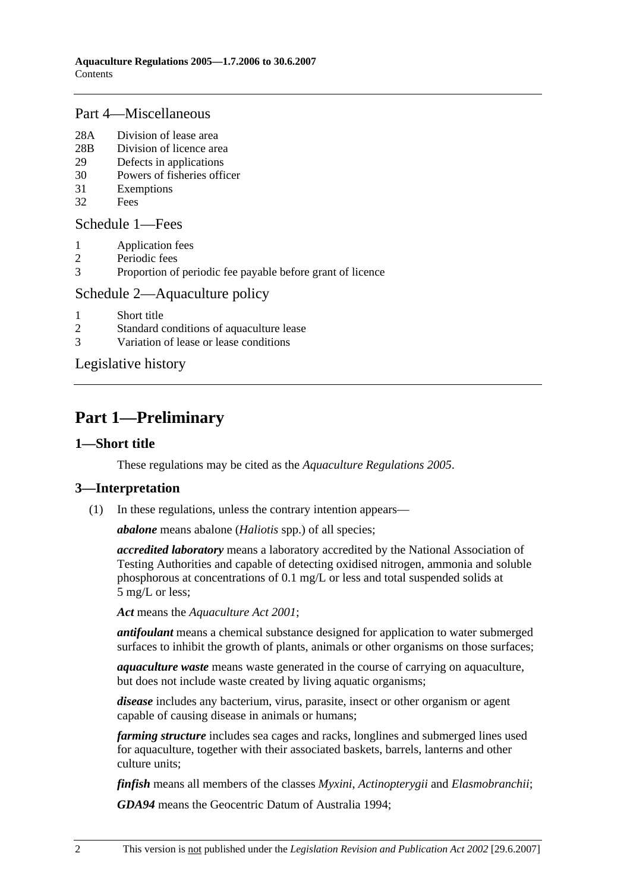## Part 4—Miscellaneous

28A Division of lease area
28B Division of licence area
29 Defects in applications
30 Powers of fisheries officer
31 Exemptions
32 Fees

## Schedule 1—Fees

1 Application fees
2 Periodic fees
3 Proportion of periodic fee payable before grant of licence

## Schedule 2—Aquaculture policy

1 Short title
2 Standard conditions of aquaculture lease
3 Variation of lease or lease conditions

## Legislative history

# Part 1—Preliminary

### 1—Short title

These regulations may be cited as the *Aquaculture Regulations 2005*.

### 3—Interpretation

(1) In these regulations, unless the contrary intention appears—

***abalone*** means abalone (*Haliotis* spp.) of all species;

***accredited laboratory*** means a laboratory accredited by the National Association of Testing Authorities and capable of detecting oxidised nitrogen, ammonia and soluble phosphorous at concentrations of 0.1 mg/L or less and total suspended solids at 5 mg/L or less;

***Act*** means the *Aquaculture Act 2001*;

***antifoulant*** means a chemical substance designed for application to water submerged surfaces to inhibit the growth of plants, animals or other organisms on those surfaces;

***aquaculture waste*** means waste generated in the course of carrying on aquaculture, but does not include waste created by living aquatic organisms;

***disease*** includes any bacterium, virus, parasite, insect or other organism or agent capable of causing disease in animals or humans;

***farming structure*** includes sea cages and racks, longlines and submerged lines used for aquaculture, together with their associated baskets, barrels, lanterns and other culture units;

***finfish*** means all members of the classes *Myxini*, *Actinopterygii* and *Elasmobranchii*;

***GDA94*** means the Geocentric Datum of Australia 1994;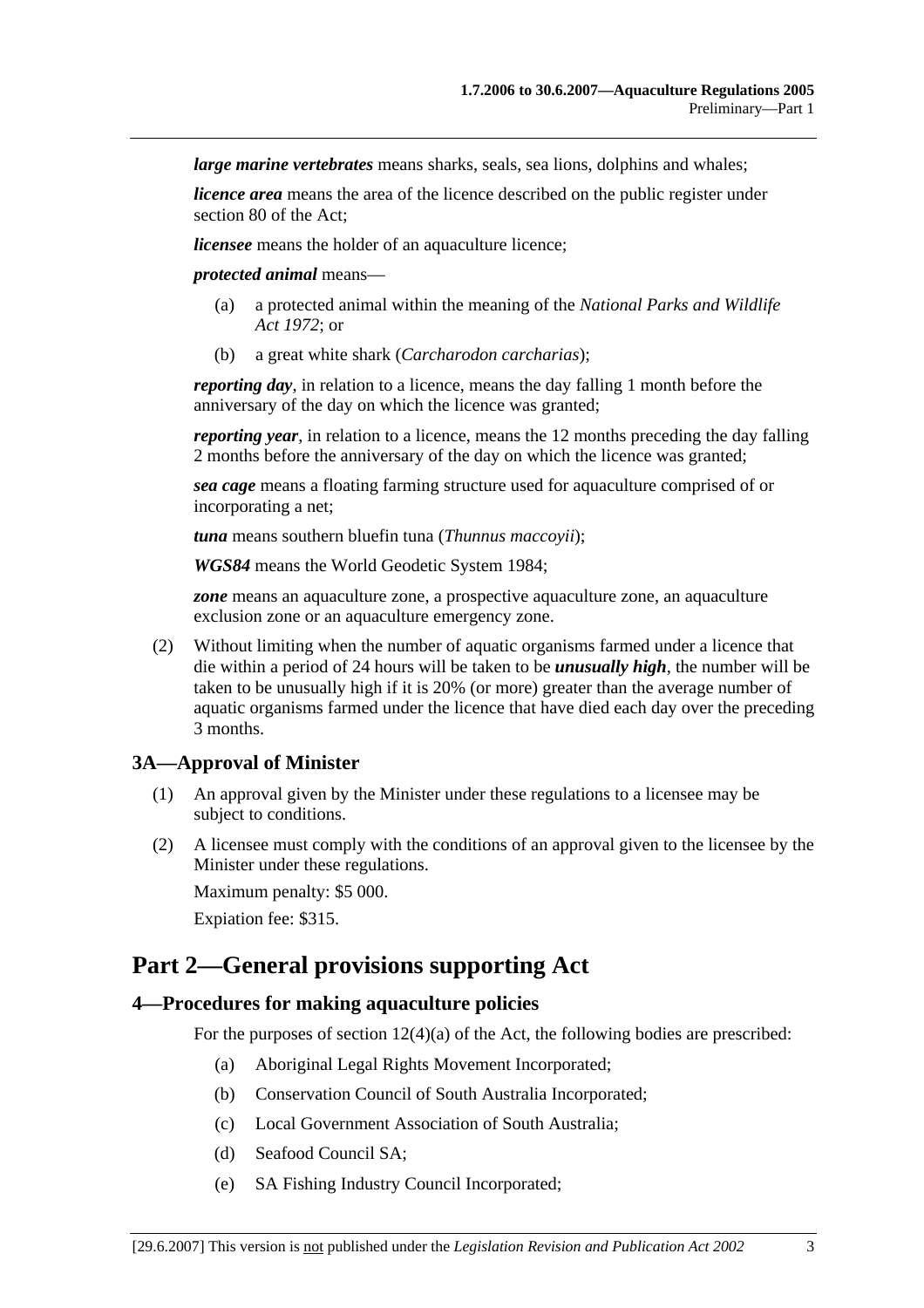***large marine vertebrates*** means sharks, seals, sea lions, dolphins and whales;

***licence area*** means the area of the licence described on the public register under section 80 of the Act;

***licensee*** means the holder of an aquaculture licence;

***protected animal*** means—

(a) a protected animal within the meaning of the *National Parks and Wildlife Act 1972*; or

(b) a great white shark (*Carcharodon carcharias*);

***reporting day***, in relation to a licence, means the day falling 1 month before the anniversary of the day on which the licence was granted;

***reporting year***, in relation to a licence, means the 12 months preceding the day falling 2 months before the anniversary of the day on which the licence was granted;

***sea cage*** means a floating farming structure used for aquaculture comprised of or incorporating a net;

***tuna*** means southern bluefin tuna (*Thunnus maccoyii*);

***WGS84*** means the World Geodetic System 1984;

***zone*** means an aquaculture zone, a prospective aquaculture zone, an aquaculture exclusion zone or an aquaculture emergency zone.

(2) Without limiting when the number of aquatic organisms farmed under a licence that die within a period of 24 hours will be taken to be ***unusually high***, the number will be taken to be unusually high if it is 20% (or more) greater than the average number of aquatic organisms farmed under the licence that have died each day over the preceding 3 months.

### 3A—Approval of Minister

(1) An approval given by the Minister under these regulations to a licensee may be subject to conditions.

(2) A licensee must comply with the conditions of an approval given to the licensee by the Minister under these regulations.

Maximum penalty: $5 000.

Expiation fee: $315.

## Part 2—General provisions supporting Act

### 4—Procedures for making aquaculture policies

For the purposes of section 12(4)(a) of the Act, the following bodies are prescribed:

(a) Aboriginal Legal Rights Movement Incorporated;

(b) Conservation Council of South Australia Incorporated;

(c) Local Government Association of South Australia;

(d) Seafood Council SA;

(e) SA Fishing Industry Council Incorporated;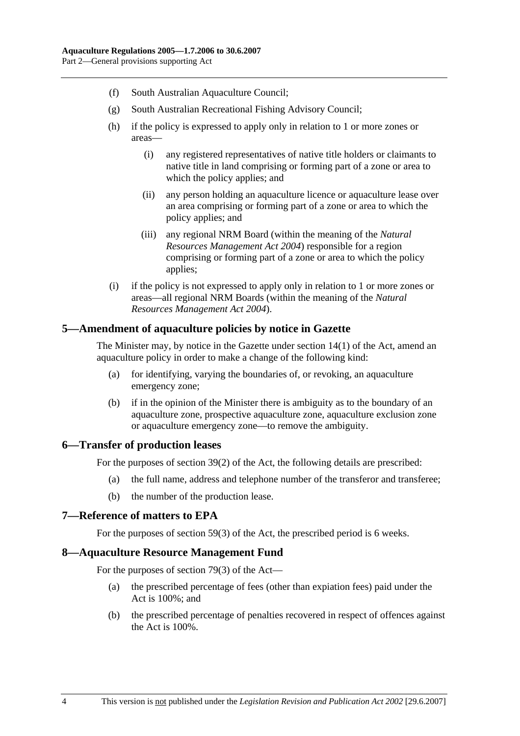(f) South Australian Aquaculture Council;

(g) South Australian Recreational Fishing Advisory Council;

(h) if the policy is expressed to apply only in relation to 1 or more zones or areas—

  (i) any registered representatives of native title holders or claimants to native title in land comprising or forming part of a zone or area to which the policy applies; and

  (ii) any person holding an aquaculture licence or aquaculture lease over an area comprising or forming part of a zone or area to which the policy applies; and

  (iii) any regional NRM Board (within the meaning of the *Natural Resources Management Act 2004*) responsible for a region comprising or forming part of a zone or area to which the policy applies;

(i) if the policy is not expressed to apply only in relation to 1 or more zones or areas—all regional NRM Boards (within the meaning of the *Natural Resources Management Act 2004*).

## 5—Amendment of aquaculture policies by notice in Gazette

The Minister may, by notice in the Gazette under section 14(1) of the Act, amend an aquaculture policy in order to make a change of the following kind:

(a) for identifying, varying the boundaries of, or revoking, an aquaculture emergency zone;

(b) if in the opinion of the Minister there is ambiguity as to the boundary of an aquaculture zone, prospective aquaculture zone, aquaculture exclusion zone or aquaculture emergency zone—to remove the ambiguity.

## 6—Transfer of production leases

For the purposes of section 39(2) of the Act, the following details are prescribed:

(a) the full name, address and telephone number of the transferor and transferee;

(b) the number of the production lease.

## 7—Reference of matters to EPA

For the purposes of section 59(3) of the Act, the prescribed period is 6 weeks.

## 8—Aquaculture Resource Management Fund

For the purposes of section 79(3) of the Act—

(a) the prescribed percentage of fees (other than expiation fees) paid under the Act is 100%; and

(b) the prescribed percentage of penalties recovered in respect of offences against the Act is 100%.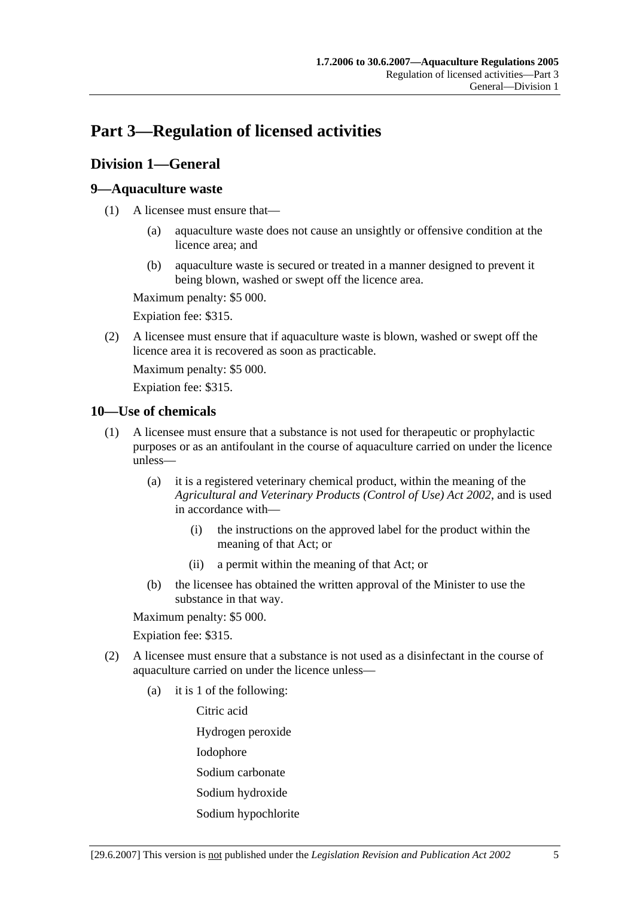# Part 3—Regulation of licensed activities

## Division 1—General

### 9—Aquaculture waste

(1) A licensee must ensure that—

(a) aquaculture waste does not cause an unsightly or offensive condition at the licence area; and

(b) aquaculture waste is secured or treated in a manner designed to prevent it being blown, washed or swept off the licence area.

Maximum penalty: $5 000.

Expiation fee: $315.

(2) A licensee must ensure that if aquaculture waste is blown, washed or swept off the licence area it is recovered as soon as practicable.

Maximum penalty: $5 000.

Expiation fee: $315.

### 10—Use of chemicals

(1) A licensee must ensure that a substance is not used for therapeutic or prophylactic purposes or as an antifoulant in the course of aquaculture carried on under the licence unless—

(a) it is a registered veterinary chemical product, within the meaning of the *Agricultural and Veterinary Products (Control of Use) Act 2002*, and is used in accordance with—

(i) the instructions on the approved label for the product within the meaning of that Act; or

(ii) a permit within the meaning of that Act; or

(b) the licensee has obtained the written approval of the Minister to use the substance in that way.

Maximum penalty: $5 000.

Expiation fee: $315.

(2) A licensee must ensure that a substance is not used as a disinfectant in the course of aquaculture carried on under the licence unless—

(a) it is 1 of the following:

Citric acid

Hydrogen peroxide

Iodophore

Sodium carbonate

Sodium hydroxide

Sodium hypochlorite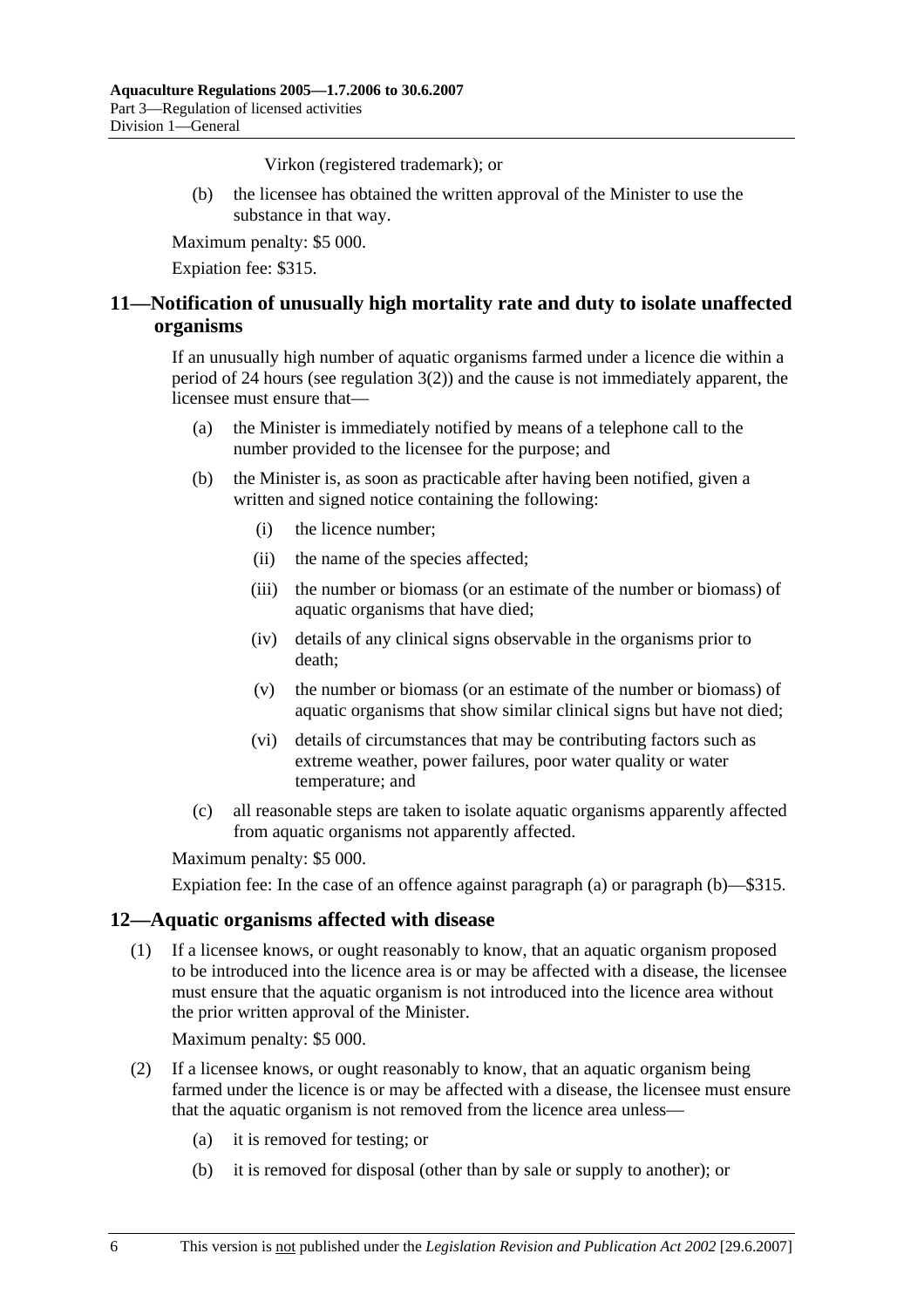Virkon (registered trademark); or

(b) the licensee has obtained the written approval of the Minister to use the substance in that way.

Maximum penalty: $5 000.

Expiation fee: $315.

## 11—Notification of unusually high mortality rate and duty to isolate unaffected organisms

If an unusually high number of aquatic organisms farmed under a licence die within a period of 24 hours (see regulation 3(2)) and the cause is not immediately apparent, the licensee must ensure that—

(a) the Minister is immediately notified by means of a telephone call to the number provided to the licensee for the purpose; and

(b) the Minister is, as soon as practicable after having been notified, given a written and signed notice containing the following:

(i) the licence number;

(ii) the name of the species affected;

(iii) the number or biomass (or an estimate of the number or biomass) of aquatic organisms that have died;

(iv) details of any clinical signs observable in the organisms prior to death;

(v) the number or biomass (or an estimate of the number or biomass) of aquatic organisms that show similar clinical signs but have not died;

(vi) details of circumstances that may be contributing factors such as extreme weather, power failures, poor water quality or water temperature; and

(c) all reasonable steps are taken to isolate aquatic organisms apparently affected from aquatic organisms not apparently affected.

Maximum penalty: $5 000.

Expiation fee: In the case of an offence against paragraph (a) or paragraph (b)—$315.

## 12—Aquatic organisms affected with disease

(1) If a licensee knows, or ought reasonably to know, that an aquatic organism proposed to be introduced into the licence area is or may be affected with a disease, the licensee must ensure that the aquatic organism is not introduced into the licence area without the prior written approval of the Minister.

Maximum penalty: $5 000.

(2) If a licensee knows, or ought reasonably to know, that an aquatic organism being farmed under the licence is or may be affected with a disease, the licensee must ensure that the aquatic organism is not removed from the licence area unless—

(a) it is removed for testing; or

(b) it is removed for disposal (other than by sale or supply to another); or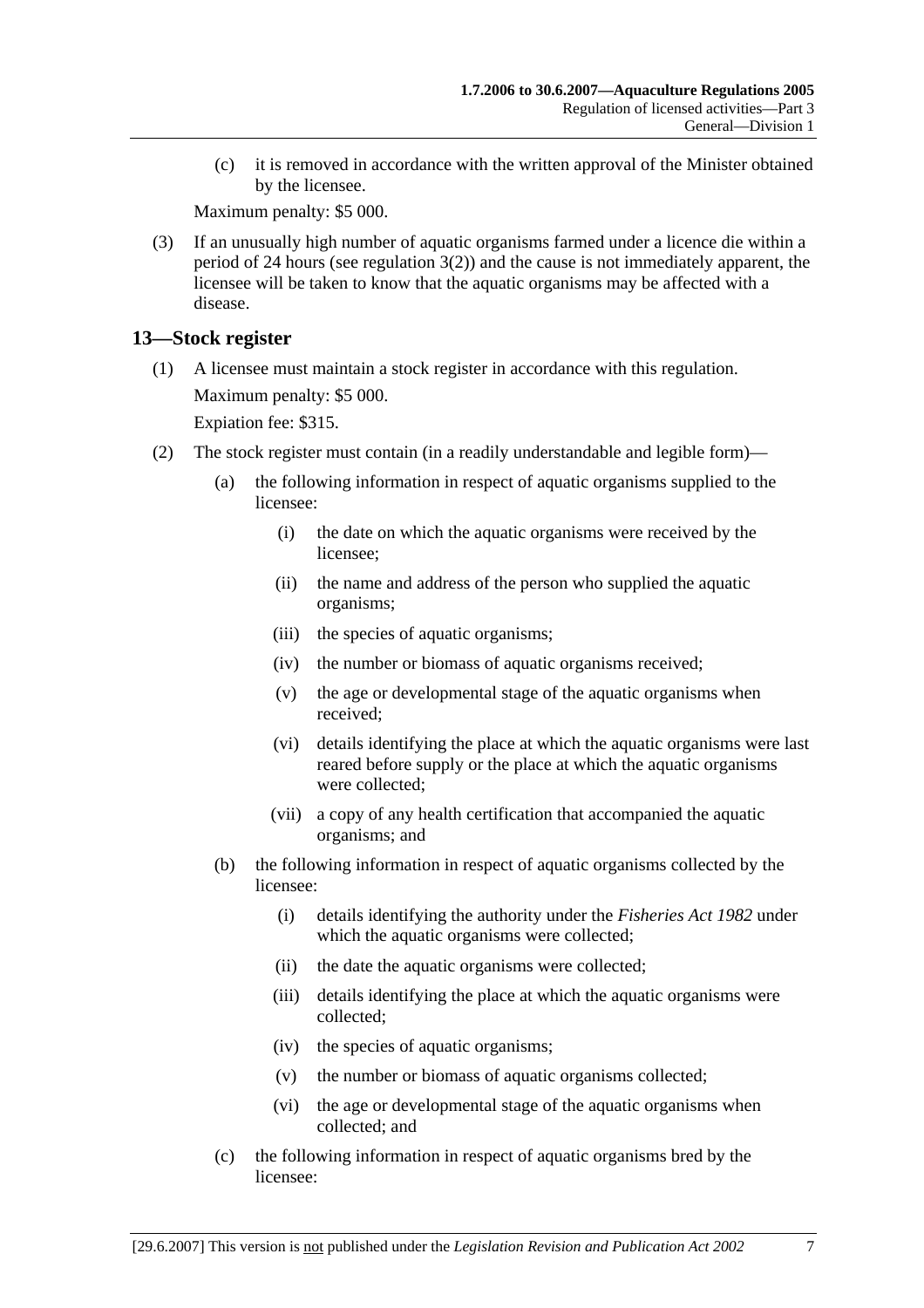(c) it is removed in accordance with the written approval of the Minister obtained by the licensee.

Maximum penalty: $5 000.

(3) If an unusually high number of aquatic organisms farmed under a licence die within a period of 24 hours (see regulation 3(2)) and the cause is not immediately apparent, the licensee will be taken to know that the aquatic organisms may be affected with a disease.

## 13—Stock register

(1) A licensee must maintain a stock register in accordance with this regulation.

Maximum penalty: $5 000.

Expiation fee: $315.

(2) The stock register must contain (in a readily understandable and legible form)—

(a) the following information in respect of aquatic organisms supplied to the licensee:

(i) the date on which the aquatic organisms were received by the licensee;

(ii) the name and address of the person who supplied the aquatic organisms;

(iii) the species of aquatic organisms;

(iv) the number or biomass of aquatic organisms received;

(v) the age or developmental stage of the aquatic organisms when received;

(vi) details identifying the place at which the aquatic organisms were last reared before supply or the place at which the aquatic organisms were collected;

(vii) a copy of any health certification that accompanied the aquatic organisms; and

(b) the following information in respect of aquatic organisms collected by the licensee:

(i) details identifying the authority under the *Fisheries Act 1982* under which the aquatic organisms were collected;

(ii) the date the aquatic organisms were collected;

(iii) details identifying the place at which the aquatic organisms were collected;

(iv) the species of aquatic organisms;

(v) the number or biomass of aquatic organisms collected;

(vi) the age or developmental stage of the aquatic organisms when collected; and

(c) the following information in respect of aquatic organisms bred by the licensee: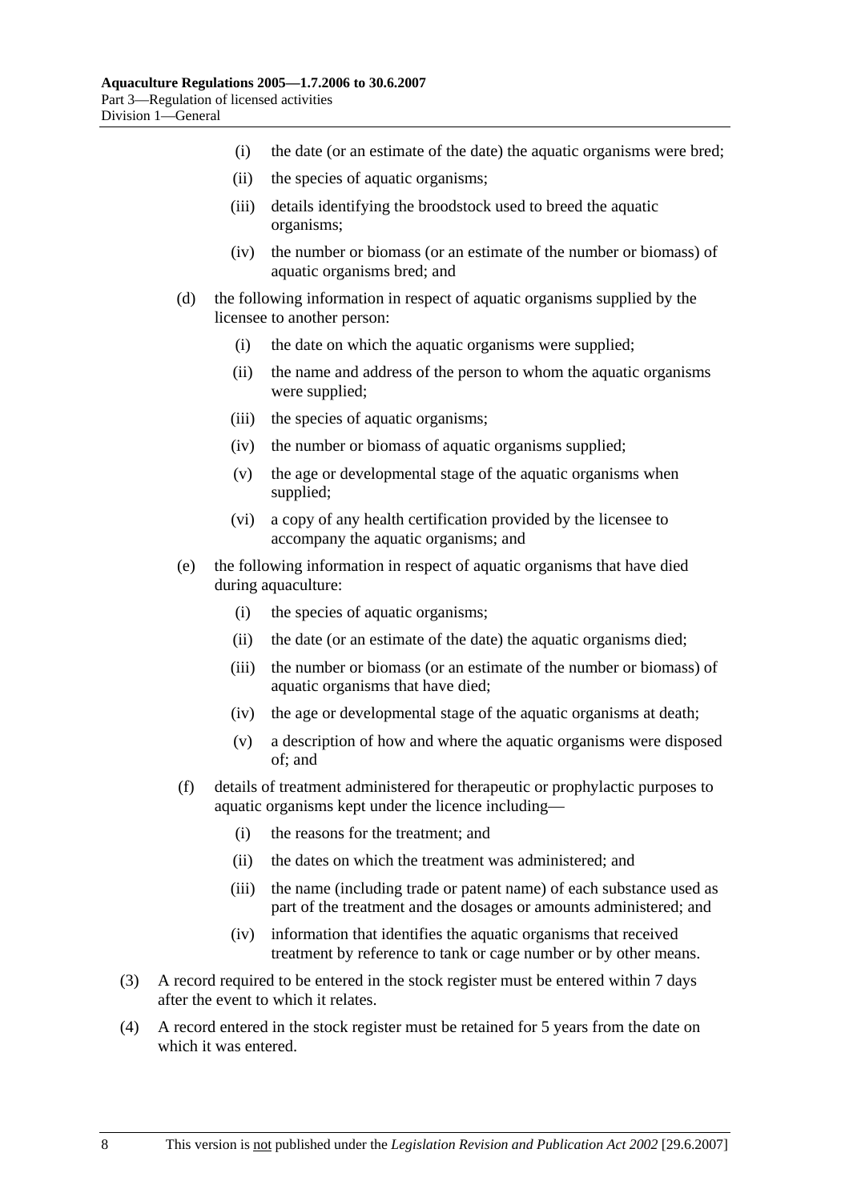(i) the date (or an estimate of the date) the aquatic organisms were bred;

(ii) the species of aquatic organisms;

(iii) details identifying the broodstock used to breed the aquatic organisms;

(iv) the number or biomass (or an estimate of the number or biomass) of aquatic organisms bred; and

(d) the following information in respect of aquatic organisms supplied by the licensee to another person:

(i) the date on which the aquatic organisms were supplied;

(ii) the name and address of the person to whom the aquatic organisms were supplied;

(iii) the species of aquatic organisms;

(iv) the number or biomass of aquatic organisms supplied;

(v) the age or developmental stage of the aquatic organisms when supplied;

(vi) a copy of any health certification provided by the licensee to accompany the aquatic organisms; and

(e) the following information in respect of aquatic organisms that have died during aquaculture:

(i) the species of aquatic organisms;

(ii) the date (or an estimate of the date) the aquatic organisms died;

(iii) the number or biomass (or an estimate of the number or biomass) of aquatic organisms that have died;

(iv) the age or developmental stage of the aquatic organisms at death;

(v) a description of how and where the aquatic organisms were disposed of; and

(f) details of treatment administered for therapeutic or prophylactic purposes to aquatic organisms kept under the licence including—

(i) the reasons for the treatment; and

(ii) the dates on which the treatment was administered; and

(iii) the name (including trade or patent name) of each substance used as part of the treatment and the dosages or amounts administered; and

(iv) information that identifies the aquatic organisms that received treatment by reference to tank or cage number or by other means.

(3) A record required to be entered in the stock register must be entered within 7 days after the event to which it relates.

(4) A record entered in the stock register must be retained for 5 years from the date on which it was entered.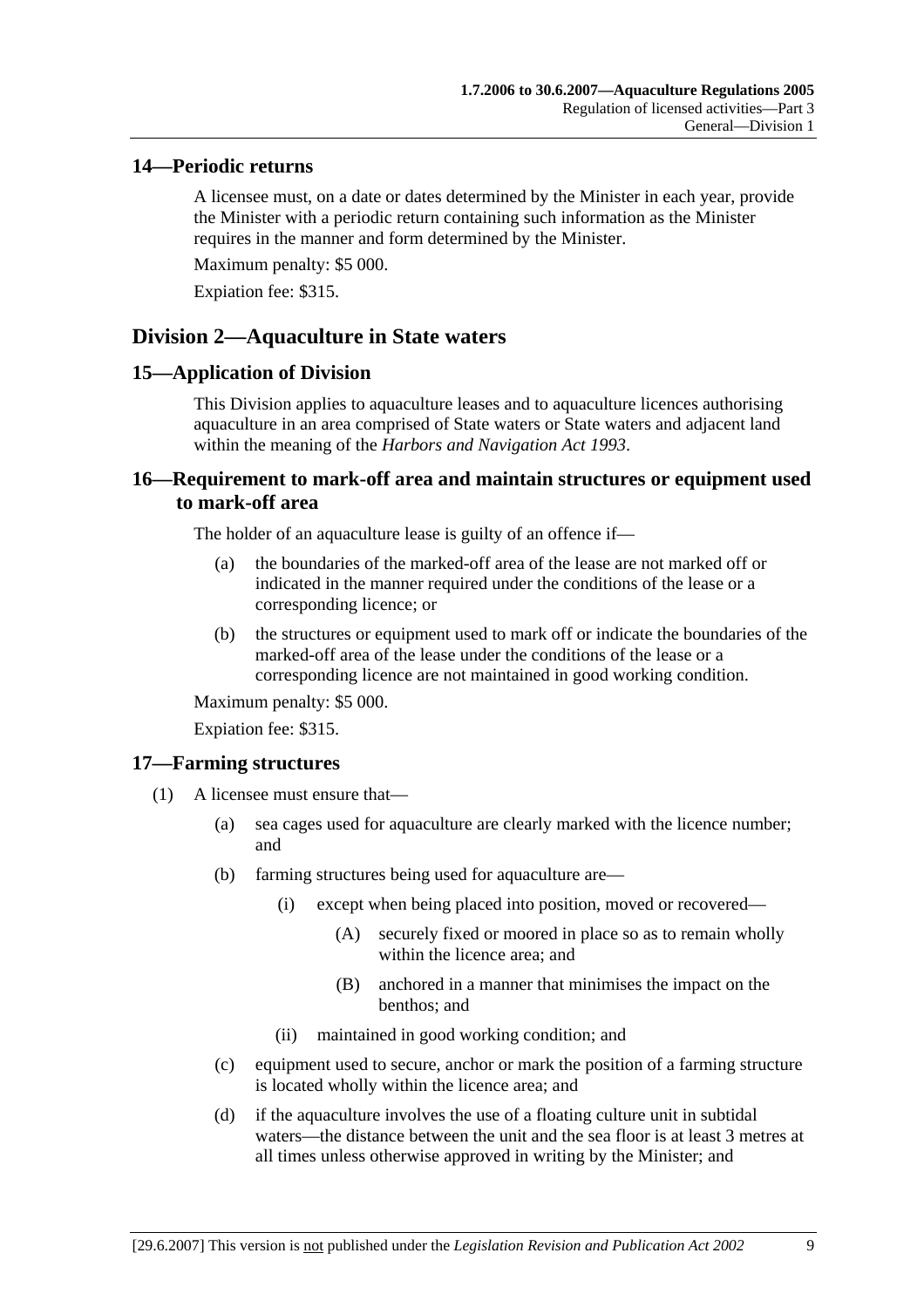## 14—Periodic returns

A licensee must, on a date or dates determined by the Minister in each year, provide the Minister with a periodic return containing such information as the Minister requires in the manner and form determined by the Minister.

Maximum penalty: $5 000.

Expiation fee: $315.

# Division 2—Aquaculture in State waters

## 15—Application of Division

This Division applies to aquaculture leases and to aquaculture licences authorising aquaculture in an area comprised of State waters or State waters and adjacent land within the meaning of the *Harbors and Navigation Act 1993*.

## 16—Requirement to mark-off area and maintain structures or equipment used to mark-off area

The holder of an aquaculture lease is guilty of an offence if—

(a) the boundaries of the marked-off area of the lease are not marked off or indicated in the manner required under the conditions of the lease or a corresponding licence; or

(b) the structures or equipment used to mark off or indicate the boundaries of the marked-off area of the lease under the conditions of the lease or a corresponding licence are not maintained in good working condition.

Maximum penalty: $5 000.

Expiation fee: $315.

## 17—Farming structures

(1) A licensee must ensure that—

(a) sea cages used for aquaculture are clearly marked with the licence number; and

(b) farming structures being used for aquaculture are—

(i) except when being placed into position, moved or recovered—

(A) securely fixed or moored in place so as to remain wholly within the licence area; and

(B) anchored in a manner that minimises the impact on the benthos; and

(ii) maintained in good working condition; and

(c) equipment used to secure, anchor or mark the position of a farming structure is located wholly within the licence area; and

(d) if the aquaculture involves the use of a floating culture unit in subtidal waters—the distance between the unit and the sea floor is at least 3 metres at all times unless otherwise approved in writing by the Minister; and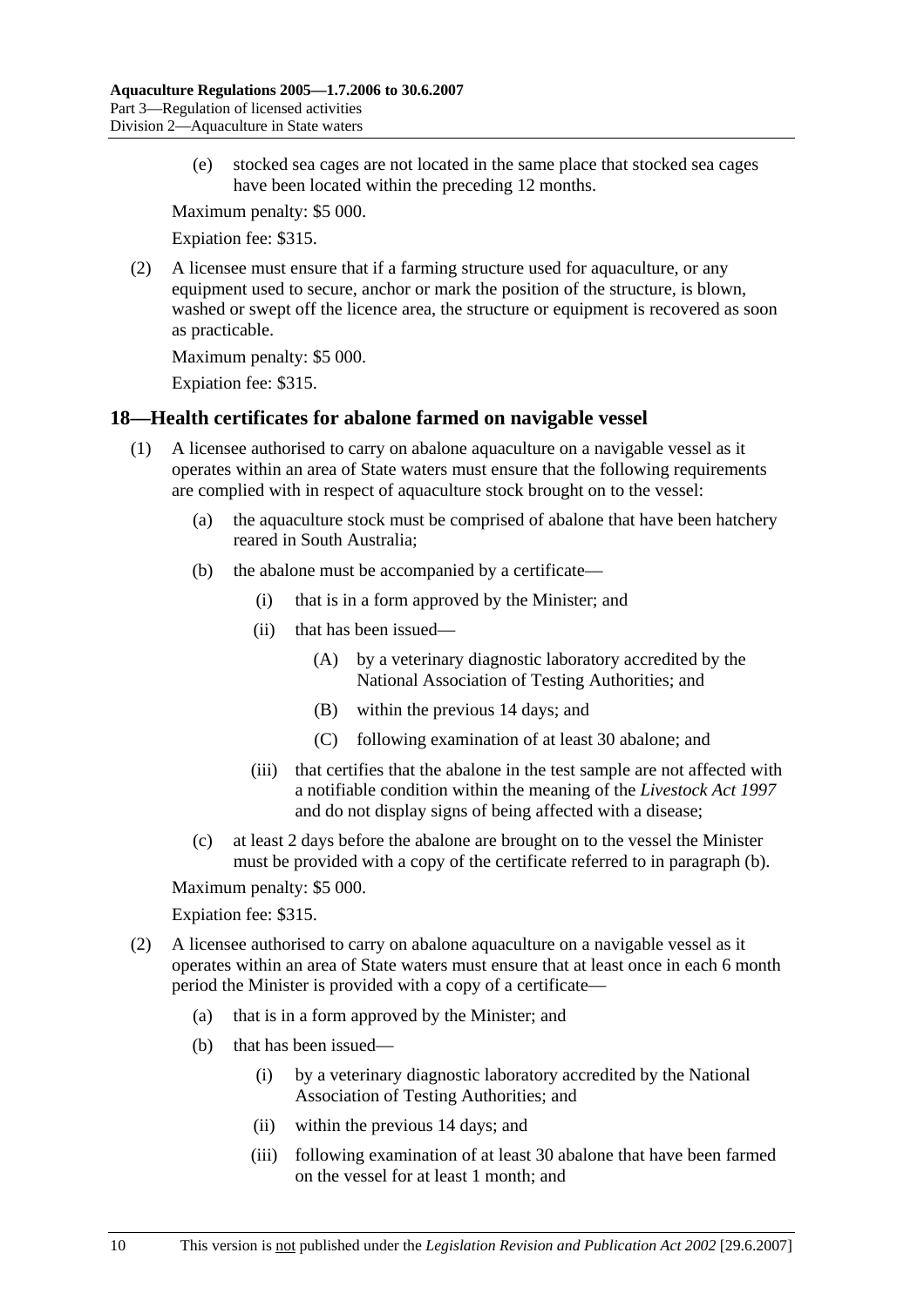(e) stocked sea cages are not located in the same place that stocked sea cages have been located within the preceding 12 months.

Maximum penalty: $5 000.

Expiation fee: $315.

(2) A licensee must ensure that if a farming structure used for aquaculture, or any equipment used to secure, anchor or mark the position of the structure, is blown, washed or swept off the licence area, the structure or equipment is recovered as soon as practicable.

Maximum penalty: $5 000.

Expiation fee: $315.

## 18—Health certificates for abalone farmed on navigable vessel

(1) A licensee authorised to carry on abalone aquaculture on a navigable vessel as it operates within an area of State waters must ensure that the following requirements are complied with in respect of aquaculture stock brought on to the vessel:

(a) the aquaculture stock must be comprised of abalone that have been hatchery reared in South Australia;

(b) the abalone must be accompanied by a certificate—

(i) that is in a form approved by the Minister; and

(ii) that has been issued—

(A) by a veterinary diagnostic laboratory accredited by the National Association of Testing Authorities; and

(B) within the previous 14 days; and

(C) following examination of at least 30 abalone; and

(iii) that certifies that the abalone in the test sample are not affected with a notifiable condition within the meaning of the *Livestock Act 1997* and do not display signs of being affected with a disease;

(c) at least 2 days before the abalone are brought on to the vessel the Minister must be provided with a copy of the certificate referred to in paragraph (b).

Maximum penalty: $5 000.

Expiation fee: $315.

(2) A licensee authorised to carry on abalone aquaculture on a navigable vessel as it operates within an area of State waters must ensure that at least once in each 6 month period the Minister is provided with a copy of a certificate—

(a) that is in a form approved by the Minister; and

(b) that has been issued—

(i) by a veterinary diagnostic laboratory accredited by the National Association of Testing Authorities; and

(ii) within the previous 14 days; and

(iii) following examination of at least 30 abalone that have been farmed on the vessel for at least 1 month; and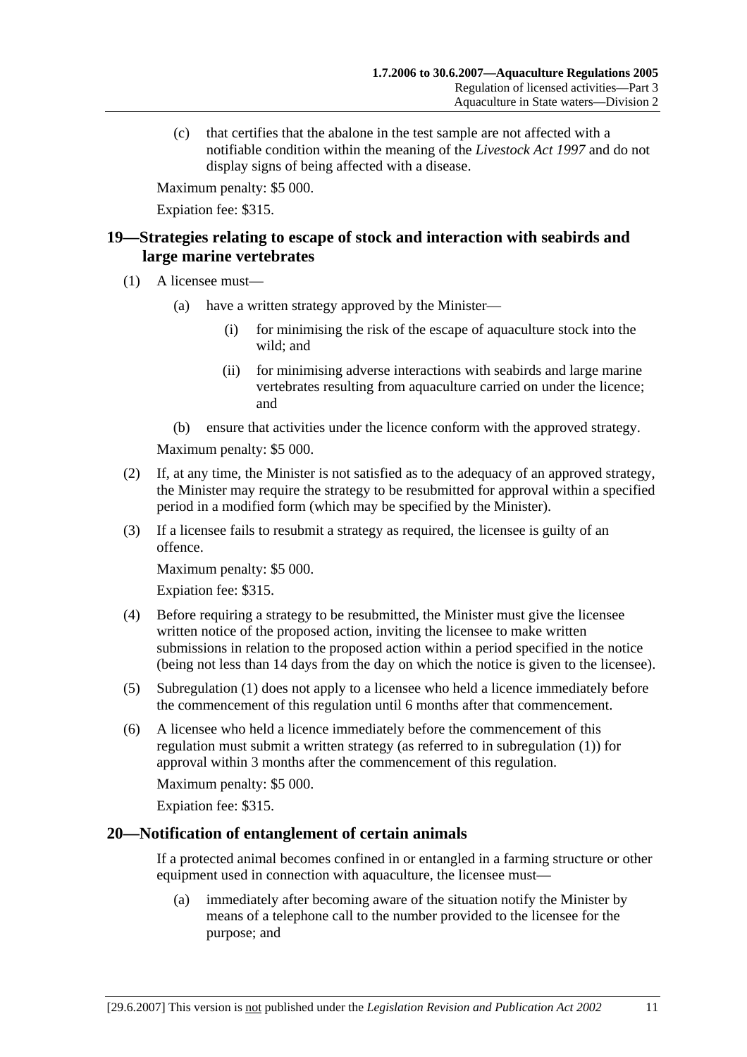(c) that certifies that the abalone in the test sample are not affected with a notifiable condition within the meaning of the *Livestock Act 1997* and do not display signs of being affected with a disease.

Maximum penalty: $5 000.

Expiation fee: $315.

## 19—Strategies relating to escape of stock and interaction with seabirds and large marine vertebrates

(1) A licensee must—

(a) have a written strategy approved by the Minister—

(i) for minimising the risk of the escape of aquaculture stock into the wild; and

(ii) for minimising adverse interactions with seabirds and large marine vertebrates resulting from aquaculture carried on under the licence; and

(b) ensure that activities under the licence conform with the approved strategy.

Maximum penalty: $5 000.

(2) If, at any time, the Minister is not satisfied as to the adequacy of an approved strategy, the Minister may require the strategy to be resubmitted for approval within a specified period in a modified form (which may be specified by the Minister).

(3) If a licensee fails to resubmit a strategy as required, the licensee is guilty of an offence.

Maximum penalty: $5 000.

Expiation fee: $315.

(4) Before requiring a strategy to be resubmitted, the Minister must give the licensee written notice of the proposed action, inviting the licensee to make written submissions in relation to the proposed action within a period specified in the notice (being not less than 14 days from the day on which the notice is given to the licensee).

(5) Subregulation (1) does not apply to a licensee who held a licence immediately before the commencement of this regulation until 6 months after that commencement.

(6) A licensee who held a licence immediately before the commencement of this regulation must submit a written strategy (as referred to in subregulation (1)) for approval within 3 months after the commencement of this regulation.

Maximum penalty: $5 000.

Expiation fee: $315.

## 20—Notification of entanglement of certain animals

If a protected animal becomes confined in or entangled in a farming structure or other equipment used in connection with aquaculture, the licensee must—

(a) immediately after becoming aware of the situation notify the Minister by means of a telephone call to the number provided to the licensee for the purpose; and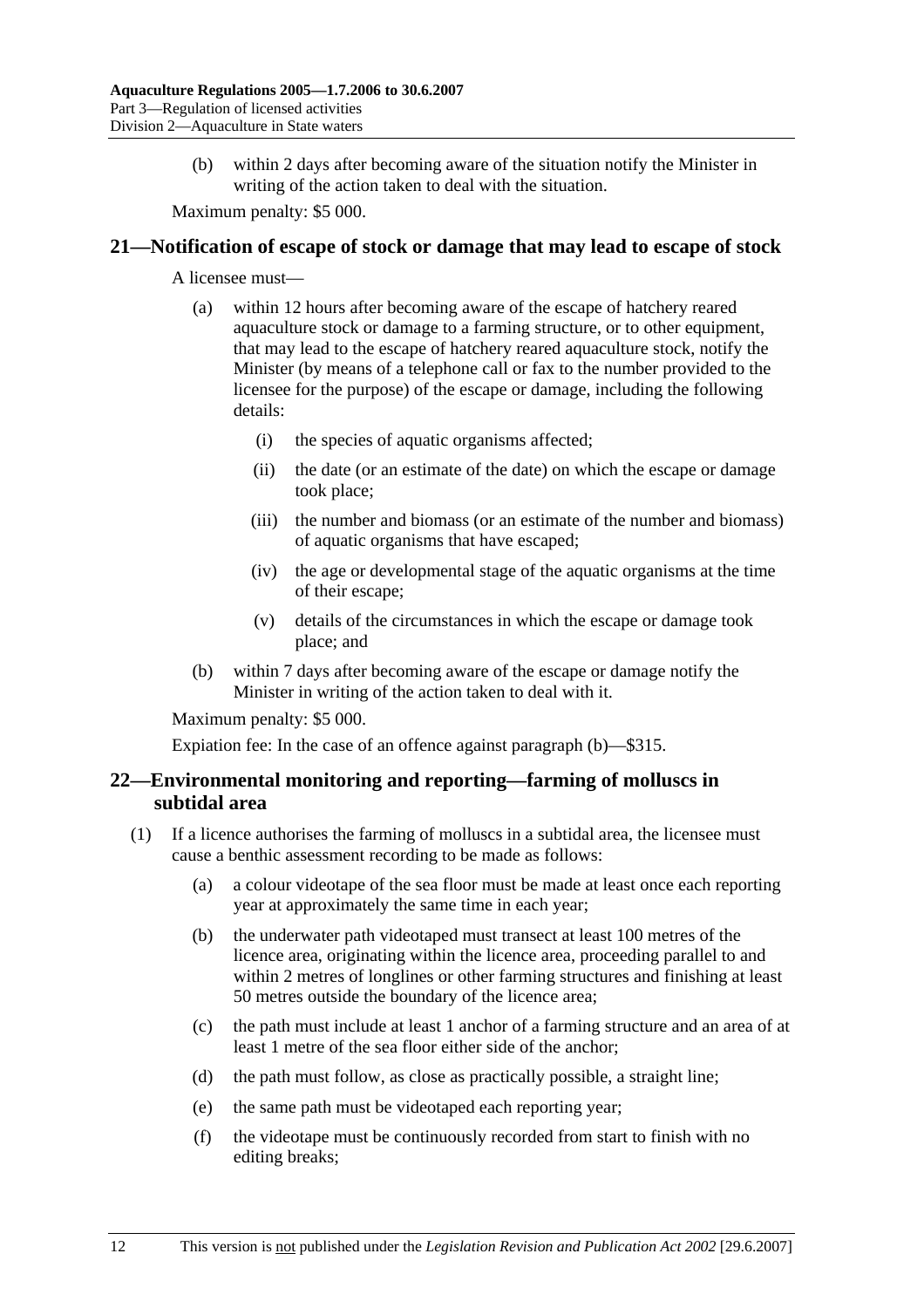(b) within 2 days after becoming aware of the situation notify the Minister in writing of the action taken to deal with the situation.

Maximum penalty: $5 000.

## 21—Notification of escape of stock or damage that may lead to escape of stock

A licensee must—

(a) within 12 hours after becoming aware of the escape of hatchery reared aquaculture stock or damage to a farming structure, or to other equipment, that may lead to the escape of hatchery reared aquaculture stock, notify the Minister (by means of a telephone call or fax to the number provided to the licensee for the purpose) of the escape or damage, including the following details:

   (i) the species of aquatic organisms affected;

   (ii) the date (or an estimate of the date) on which the escape or damage took place;

   (iii) the number and biomass (or an estimate of the number and biomass) of aquatic organisms that have escaped;

   (iv) the age or developmental stage of the aquatic organisms at the time of their escape;

   (v) details of the circumstances in which the escape or damage took place; and

(b) within 7 days after becoming aware of the escape or damage notify the Minister in writing of the action taken to deal with it.

Maximum penalty: $5 000.

Expiation fee: In the case of an offence against paragraph (b)—$315.

## 22—Environmental monitoring and reporting—farming of molluscs in subtidal area

(1) If a licence authorises the farming of molluscs in a subtidal area, the licensee must cause a benthic assessment recording to be made as follows:

   (a) a colour videotape of the sea floor must be made at least once each reporting year at approximately the same time in each year;

   (b) the underwater path videotaped must transect at least 100 metres of the licence area, originating within the licence area, proceeding parallel to and within 2 metres of longlines or other farming structures and finishing at least 50 metres outside the boundary of the licence area;

   (c) the path must include at least 1 anchor of a farming structure and an area of at least 1 metre of the sea floor either side of the anchor;

   (d) the path must follow, as close as practically possible, a straight line;

   (e) the same path must be videotaped each reporting year;

   (f) the videotape must be continuously recorded from start to finish with no editing breaks;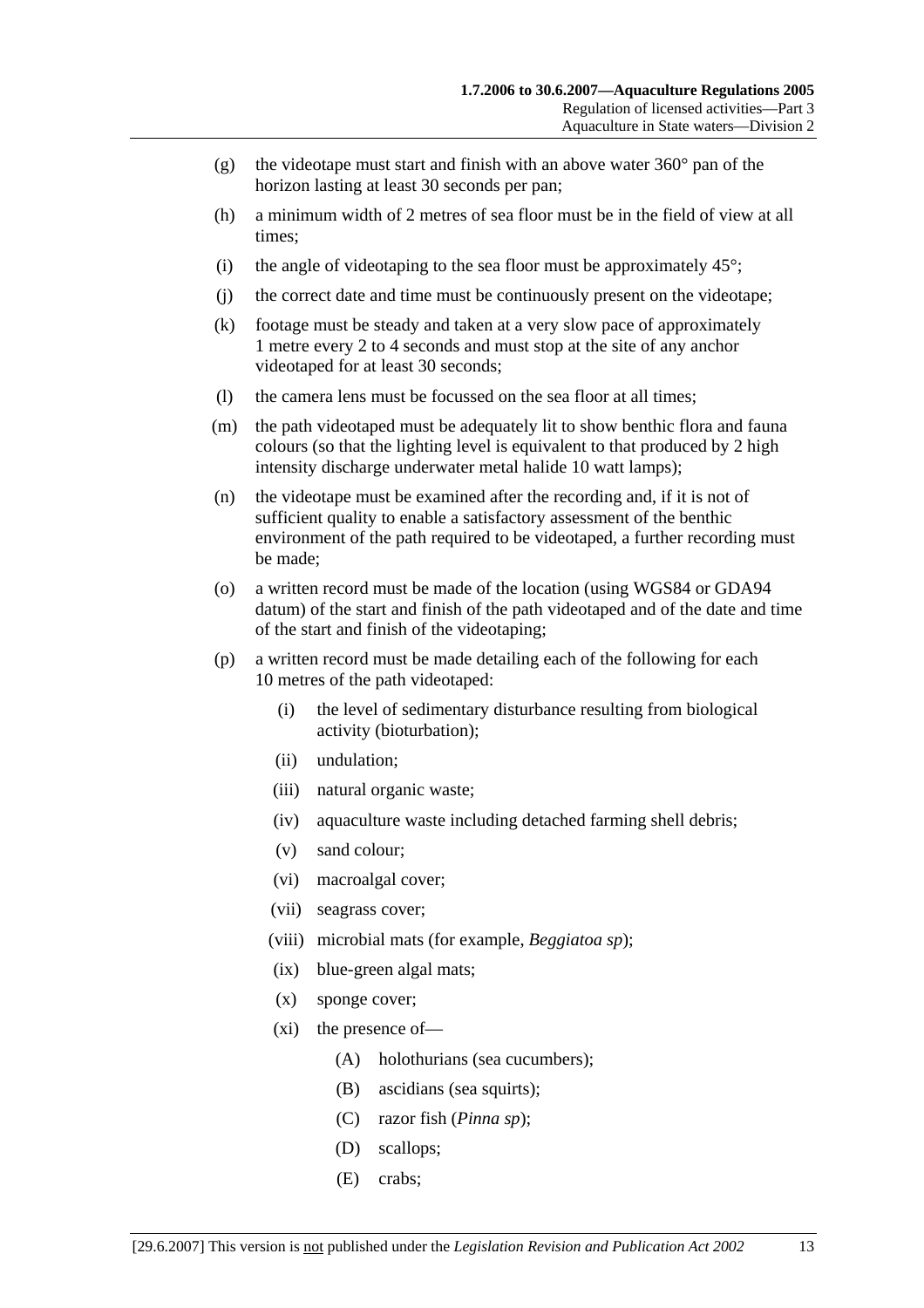(g) the videotape must start and finish with an above water 360° pan of the horizon lasting at least 30 seconds per pan;

(h) a minimum width of 2 metres of sea floor must be in the field of view at all times;

(i) the angle of videotaping to the sea floor must be approximately 45°;

(j) the correct date and time must be continuously present on the videotape;

(k) footage must be steady and taken at a very slow pace of approximately 1 metre every 2 to 4 seconds and must stop at the site of any anchor videotaped for at least 30 seconds;

(l) the camera lens must be focussed on the sea floor at all times;

(m) the path videotaped must be adequately lit to show benthic flora and fauna colours (so that the lighting level is equivalent to that produced by 2 high intensity discharge underwater metal halide 10 watt lamps);

(n) the videotape must be examined after the recording and, if it is not of sufficient quality to enable a satisfactory assessment of the benthic environment of the path required to be videotaped, a further recording must be made;

(o) a written record must be made of the location (using WGS84 or GDA94 datum) of the start and finish of the path videotaped and of the date and time of the start and finish of the videotaping;

(p) a written record must be made detailing each of the following for each 10 metres of the path videotaped:

   (i) the level of sedimentary disturbance resulting from biological activity (bioturbation);

   (ii) undulation;

   (iii) natural organic waste;

   (iv) aquaculture waste including detached farming shell debris;

   (v) sand colour;

   (vi) macroalgal cover;

   (vii) seagrass cover;

   (viii) microbial mats (for example, *Beggiatoa sp*);

   (ix) blue-green algal mats;

   (x) sponge cover;

   (xi) the presence of—

      (A) holothurians (sea cucumbers);

      (B) ascidians (sea squirts);

      (C) razor fish (*Pinna sp*);

      (D) scallops;

      (E) crabs;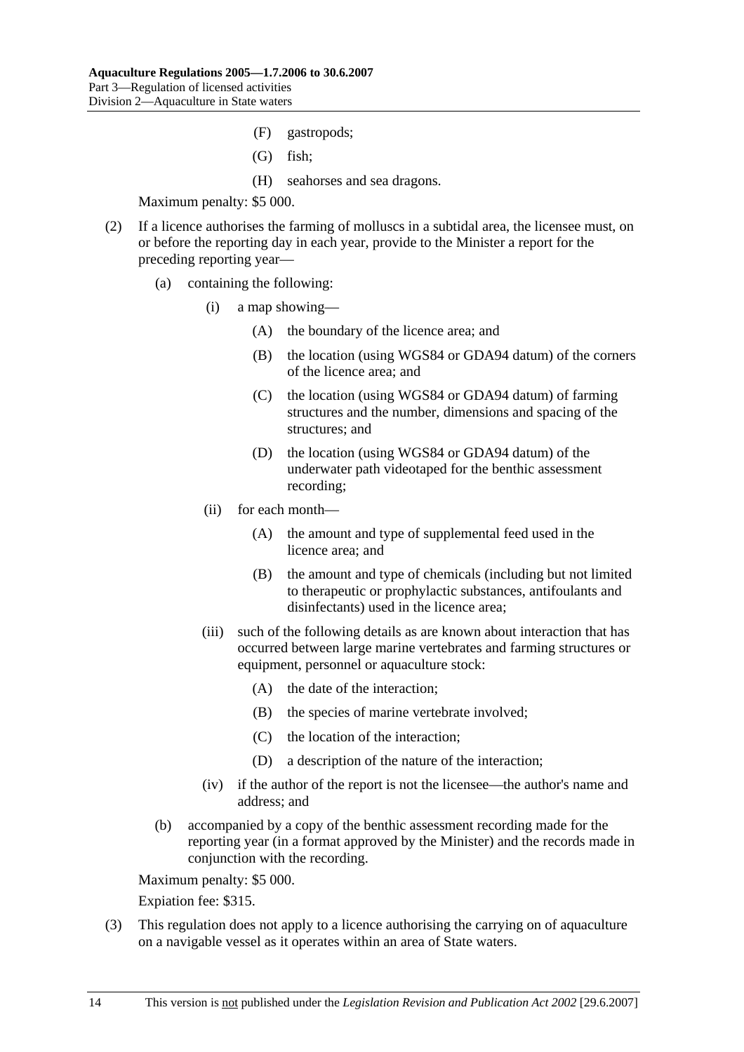(F) gastropods;

(G) fish;

(H) seahorses and sea dragons.

Maximum penalty: $5 000.

(2) If a licence authorises the farming of molluscs in a subtidal area, the licensee must, on or before the reporting day in each year, provide to the Minister a report for the preceding reporting year—

(a) containing the following:

(i) a map showing—

(A) the boundary of the licence area; and

(B) the location (using WGS84 or GDA94 datum) of the corners of the licence area; and

(C) the location (using WGS84 or GDA94 datum) of farming structures and the number, dimensions and spacing of the structures; and

(D) the location (using WGS84 or GDA94 datum) of the underwater path videotaped for the benthic assessment recording;

(ii) for each month—

(A) the amount and type of supplemental feed used in the licence area; and

(B) the amount and type of chemicals (including but not limited to therapeutic or prophylactic substances, antifoulants and disinfectants) used in the licence area;

(iii) such of the following details as are known about interaction that has occurred between large marine vertebrates and farming structures or equipment, personnel or aquaculture stock:

(A) the date of the interaction;

(B) the species of marine vertebrate involved;

(C) the location of the interaction;

(D) a description of the nature of the interaction;

(iv) if the author of the report is not the licensee—the author's name and address; and

(b) accompanied by a copy of the benthic assessment recording made for the reporting year (in a format approved by the Minister) and the records made in conjunction with the recording.

Maximum penalty: $5 000.

Expiation fee: $315.

(3) This regulation does not apply to a licence authorising the carrying on of aquaculture on a navigable vessel as it operates within an area of State waters.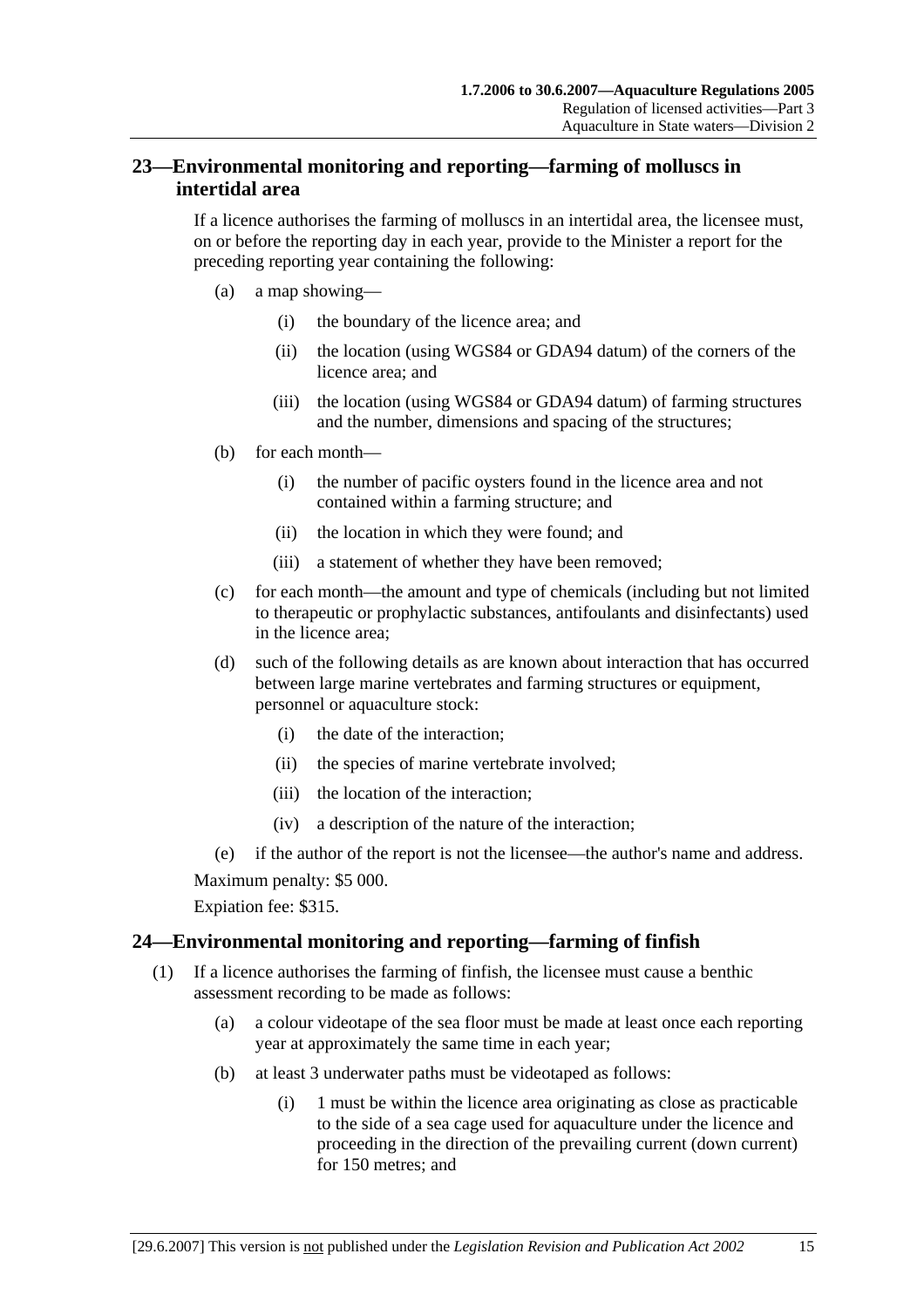## 23—Environmental monitoring and reporting—farming of molluscs in intertidal area

If a licence authorises the farming of molluscs in an intertidal area, the licensee must, on or before the reporting day in each year, provide to the Minister a report for the preceding reporting year containing the following:

(a) a map showing—

(i) the boundary of the licence area; and

(ii) the location (using WGS84 or GDA94 datum) of the corners of the licence area; and

(iii) the location (using WGS84 or GDA94 datum) of farming structures and the number, dimensions and spacing of the structures;

(b) for each month—

(i) the number of pacific oysters found in the licence area and not contained within a farming structure; and

(ii) the location in which they were found; and

(iii) a statement of whether they have been removed;

(c) for each month—the amount and type of chemicals (including but not limited to therapeutic or prophylactic substances, antifoulants and disinfectants) used in the licence area;

(d) such of the following details as are known about interaction that has occurred between large marine vertebrates and farming structures or equipment, personnel or aquaculture stock:

(i) the date of the interaction;

(ii) the species of marine vertebrate involved;

(iii) the location of the interaction;

(iv) a description of the nature of the interaction;

(e) if the author of the report is not the licensee—the author's name and address.

Maximum penalty: $5 000.

Expiation fee: $315.

## 24—Environmental monitoring and reporting—farming of finfish

(1) If a licence authorises the farming of finfish, the licensee must cause a benthic assessment recording to be made as follows:

(a) a colour videotape of the sea floor must be made at least once each reporting year at approximately the same time in each year;

(b) at least 3 underwater paths must be videotaped as follows:

(i) 1 must be within the licence area originating as close as practicable to the side of a sea cage used for aquaculture under the licence and proceeding in the direction of the prevailing current (down current) for 150 metres; and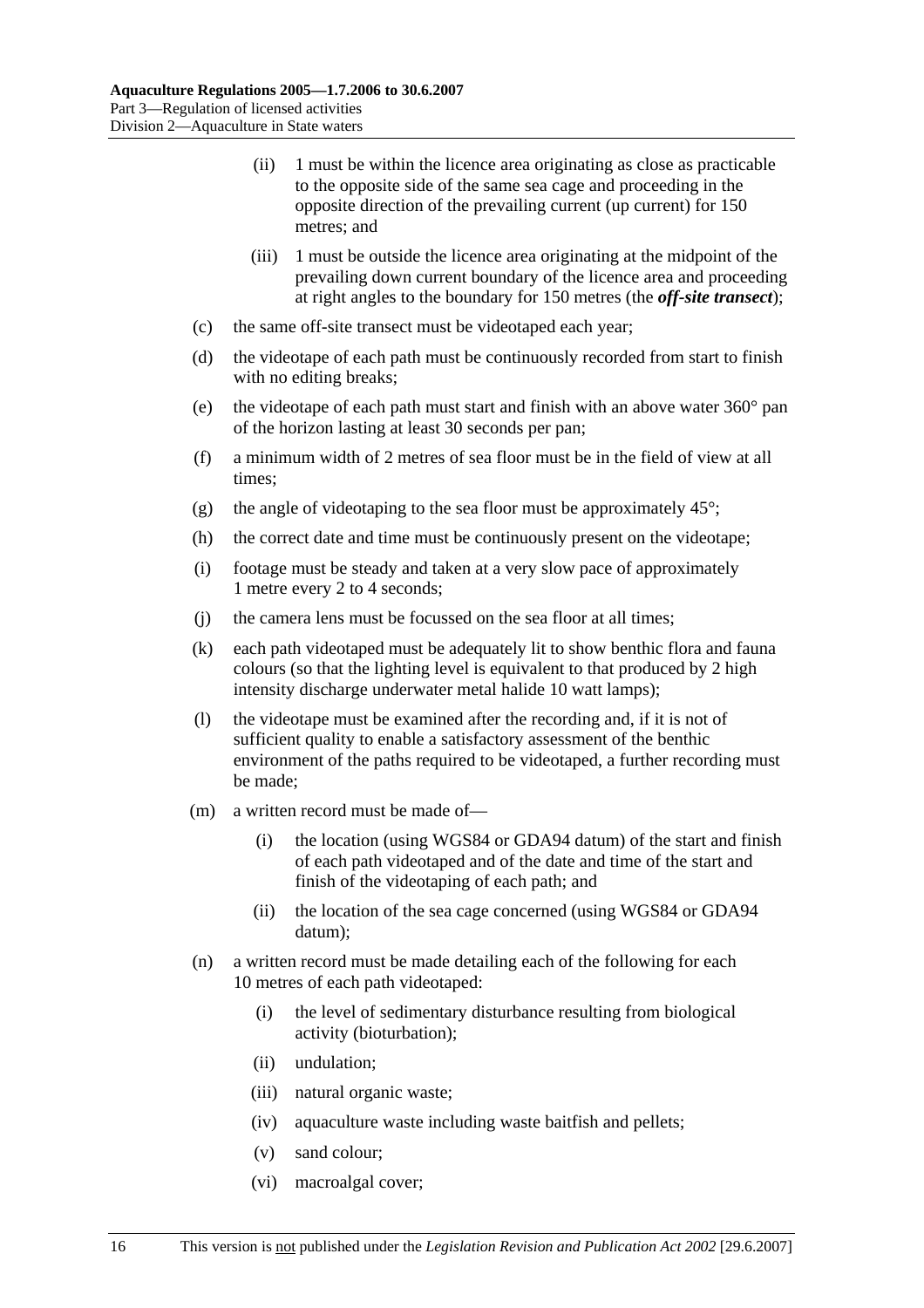(ii) 1 must be within the licence area originating as close as practicable to the opposite side of the same sea cage and proceeding in the opposite direction of the prevailing current (up current) for 150 metres; and

(iii) 1 must be outside the licence area originating at the midpoint of the prevailing down current boundary of the licence area and proceeding at right angles to the boundary for 150 metres (the ***off-site transect***);

(c) the same off-site transect must be videotaped each year;

(d) the videotape of each path must be continuously recorded from start to finish with no editing breaks;

(e) the videotape of each path must start and finish with an above water 360° pan of the horizon lasting at least 30 seconds per pan;

(f) a minimum width of 2 metres of sea floor must be in the field of view at all times;

(g) the angle of videotaping to the sea floor must be approximately 45°;

(h) the correct date and time must be continuously present on the videotape;

(i) footage must be steady and taken at a very slow pace of approximately 1 metre every 2 to 4 seconds;

(j) the camera lens must be focussed on the sea floor at all times;

(k) each path videotaped must be adequately lit to show benthic flora and fauna colours (so that the lighting level is equivalent to that produced by 2 high intensity discharge underwater metal halide 10 watt lamps);

(l) the videotape must be examined after the recording and, if it is not of sufficient quality to enable a satisfactory assessment of the benthic environment of the paths required to be videotaped, a further recording must be made;

(m) a written record must be made of—

(i) the location (using WGS84 or GDA94 datum) of the start and finish of each path videotaped and of the date and time of the start and finish of the videotaping of each path; and

(ii) the location of the sea cage concerned (using WGS84 or GDA94 datum);

(n) a written record must be made detailing each of the following for each 10 metres of each path videotaped:

(i) the level of sedimentary disturbance resulting from biological activity (bioturbation);

(ii) undulation;

(iii) natural organic waste;

(iv) aquaculture waste including waste baitfish and pellets;

(v) sand colour;

(vi) macroalgal cover;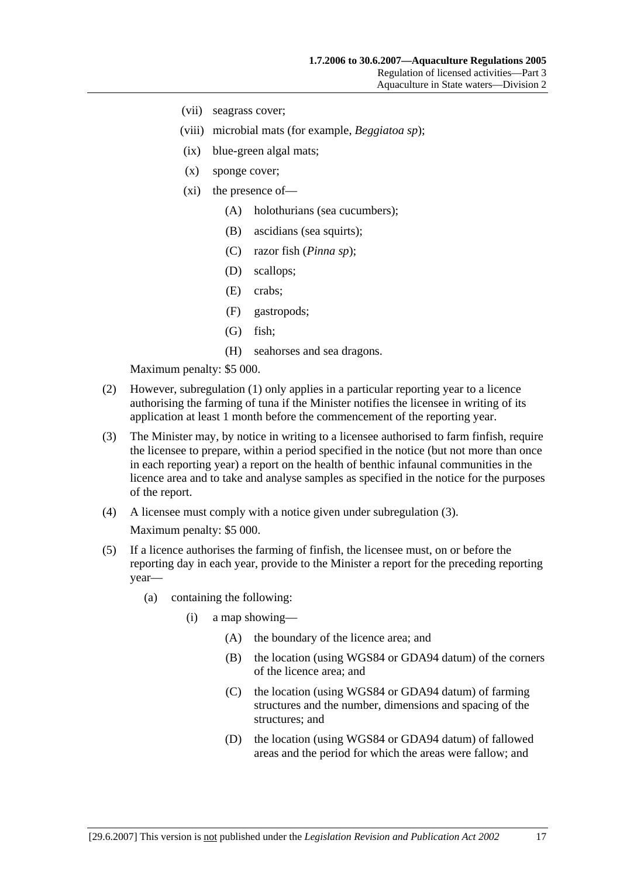(vii) seagrass cover;

(viii) microbial mats (for example, *Beggiatoa sp*);

(ix) blue-green algal mats;

(x) sponge cover;

(xi) the presence of—

(A) holothurians (sea cucumbers);

(B) ascidians (sea squirts);

(C) razor fish (*Pinna sp*);

(D) scallops;

(E) crabs;

(F) gastropods;

(G) fish;

(H) seahorses and sea dragons.

Maximum penalty: $5 000.

(2) However, subregulation (1) only applies in a particular reporting year to a licence authorising the farming of tuna if the Minister notifies the licensee in writing of its application at least 1 month before the commencement of the reporting year.

(3) The Minister may, by notice in writing to a licensee authorised to farm finfish, require the licensee to prepare, within a period specified in the notice (but not more than once in each reporting year) a report on the health of benthic infaunal communities in the licence area and to take and analyse samples as specified in the notice for the purposes of the report.

(4) A licensee must comply with a notice given under subregulation (3).

Maximum penalty: $5 000.

(5) If a licence authorises the farming of finfish, the licensee must, on or before the reporting day in each year, provide to the Minister a report for the preceding reporting year—

(a) containing the following:

(i) a map showing—

(A) the boundary of the licence area; and

(B) the location (using WGS84 or GDA94 datum) of the corners of the licence area; and

(C) the location (using WGS84 or GDA94 datum) of farming structures and the number, dimensions and spacing of the structures; and

(D) the location (using WGS84 or GDA94 datum) of fallowed areas and the period for which the areas were fallow; and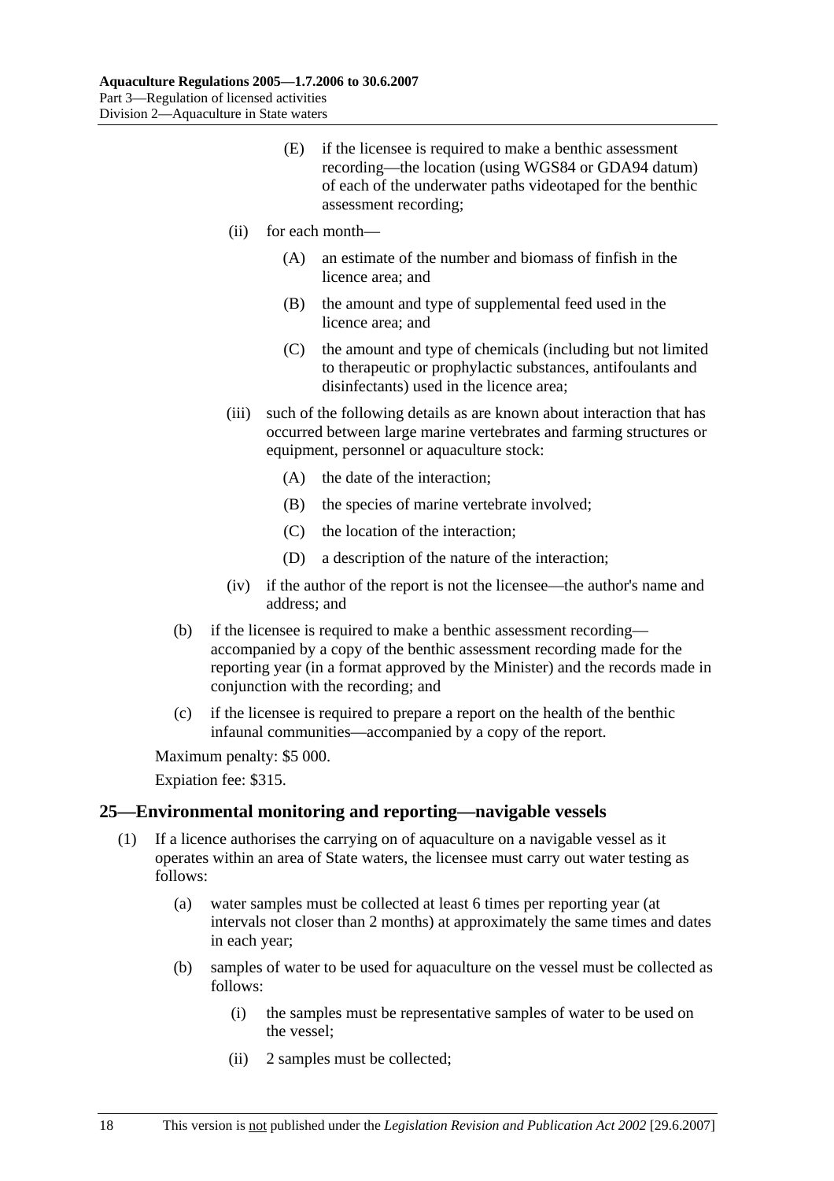(E) if the licensee is required to make a benthic assessment recording—the location (using WGS84 or GDA94 datum) of each of the underwater paths videotaped for the benthic assessment recording;

(ii) for each month—

(A) an estimate of the number and biomass of finfish in the licence area; and

(B) the amount and type of supplemental feed used in the licence area; and

(C) the amount and type of chemicals (including but not limited to therapeutic or prophylactic substances, antifoulants and disinfectants) used in the licence area;

(iii) such of the following details as are known about interaction that has occurred between large marine vertebrates and farming structures or equipment, personnel or aquaculture stock:

(A) the date of the interaction;

(B) the species of marine vertebrate involved;

(C) the location of the interaction;

(D) a description of the nature of the interaction;

(iv) if the author of the report is not the licensee—the author's name and address; and

(b) if the licensee is required to make a benthic assessment recording—accompanied by a copy of the benthic assessment recording made for the reporting year (in a format approved by the Minister) and the records made in conjunction with the recording; and

(c) if the licensee is required to prepare a report on the health of the benthic infaunal communities—accompanied by a copy of the report.

Maximum penalty: $5 000.

Expiation fee: $315.

## 25—Environmental monitoring and reporting—navigable vessels

(1) If a licence authorises the carrying on of aquaculture on a navigable vessel as it operates within an area of State waters, the licensee must carry out water testing as follows:

(a) water samples must be collected at least 6 times per reporting year (at intervals not closer than 2 months) at approximately the same times and dates in each year;

(b) samples of water to be used for aquaculture on the vessel must be collected as follows:

(i) the samples must be representative samples of water to be used on the vessel;

(ii) 2 samples must be collected;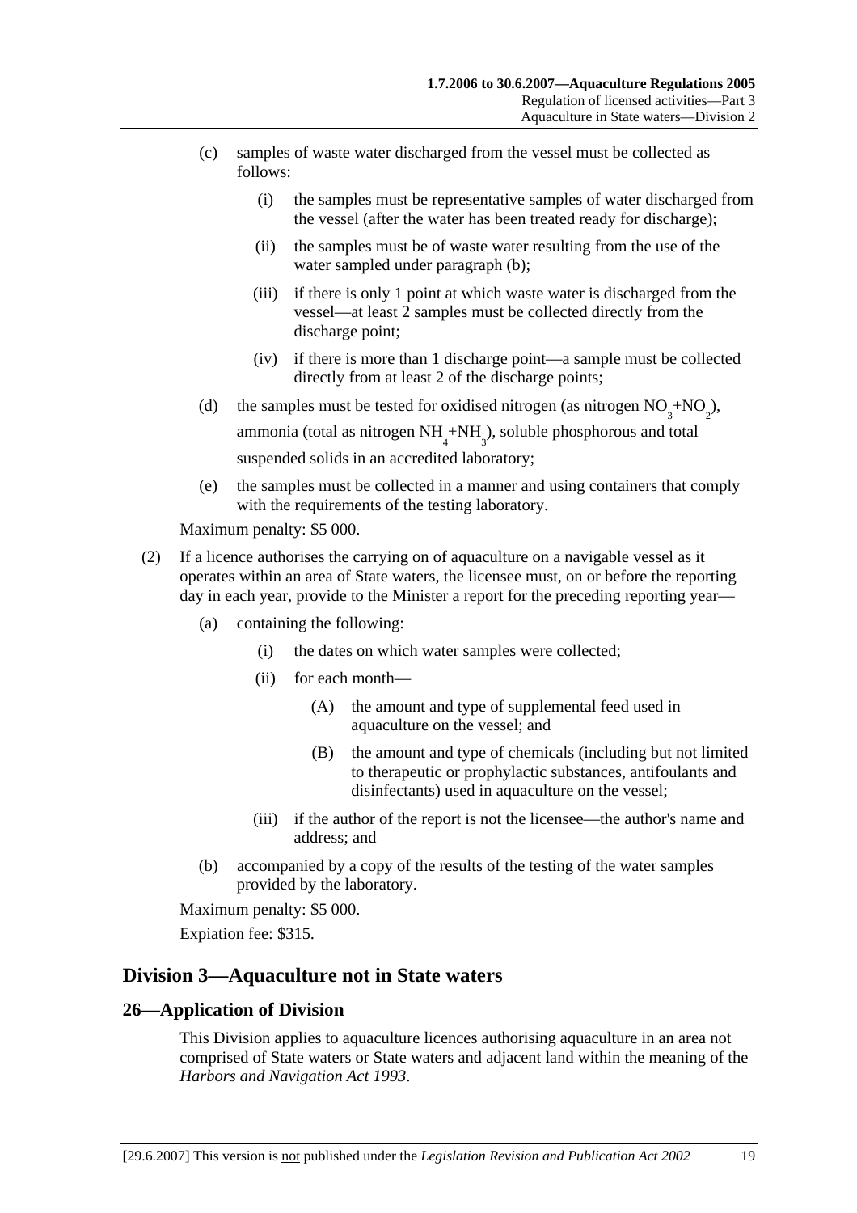(c) samples of waste water discharged from the vessel must be collected as follows:

(i) the samples must be representative samples of water discharged from the vessel (after the water has been treated ready for discharge);

(ii) the samples must be of waste water resulting from the use of the water sampled under paragraph (b);

(iii) if there is only 1 point at which waste water is discharged from the vessel—at least 2 samples must be collected directly from the discharge point;

(iv) if there is more than 1 discharge point—a sample must be collected directly from at least 2 of the discharge points;

(d) the samples must be tested for oxidised nitrogen (as nitrogen $NO_3$+$NO_2$), ammonia (total as nitrogen $NH_4$+$NH_3$), soluble phosphorous and total suspended solids in an accredited laboratory;

(e) the samples must be collected in a manner and using containers that comply with the requirements of the testing laboratory.

Maximum penalty: $5 000.

(2) If a licence authorises the carrying on of aquaculture on a navigable vessel as it operates within an area of State waters, the licensee must, on or before the reporting day in each year, provide to the Minister a report for the preceding reporting year—

(a) containing the following:

(i) the dates on which water samples were collected;

(ii) for each month—

(A) the amount and type of supplemental feed used in aquaculture on the vessel; and

(B) the amount and type of chemicals (including but not limited to therapeutic or prophylactic substances, antifoulants and disinfectants) used in aquaculture on the vessel;

(iii) if the author of the report is not the licensee—the author's name and address; and

(b) accompanied by a copy of the results of the testing of the water samples provided by the laboratory.

Maximum penalty: $5 000.

Expiation fee: $315.

## Division 3—Aquaculture not in State waters

### 26—Application of Division

This Division applies to aquaculture licences authorising aquaculture in an area not comprised of State waters or State waters and adjacent land within the meaning of the *Harbors and Navigation Act 1993*.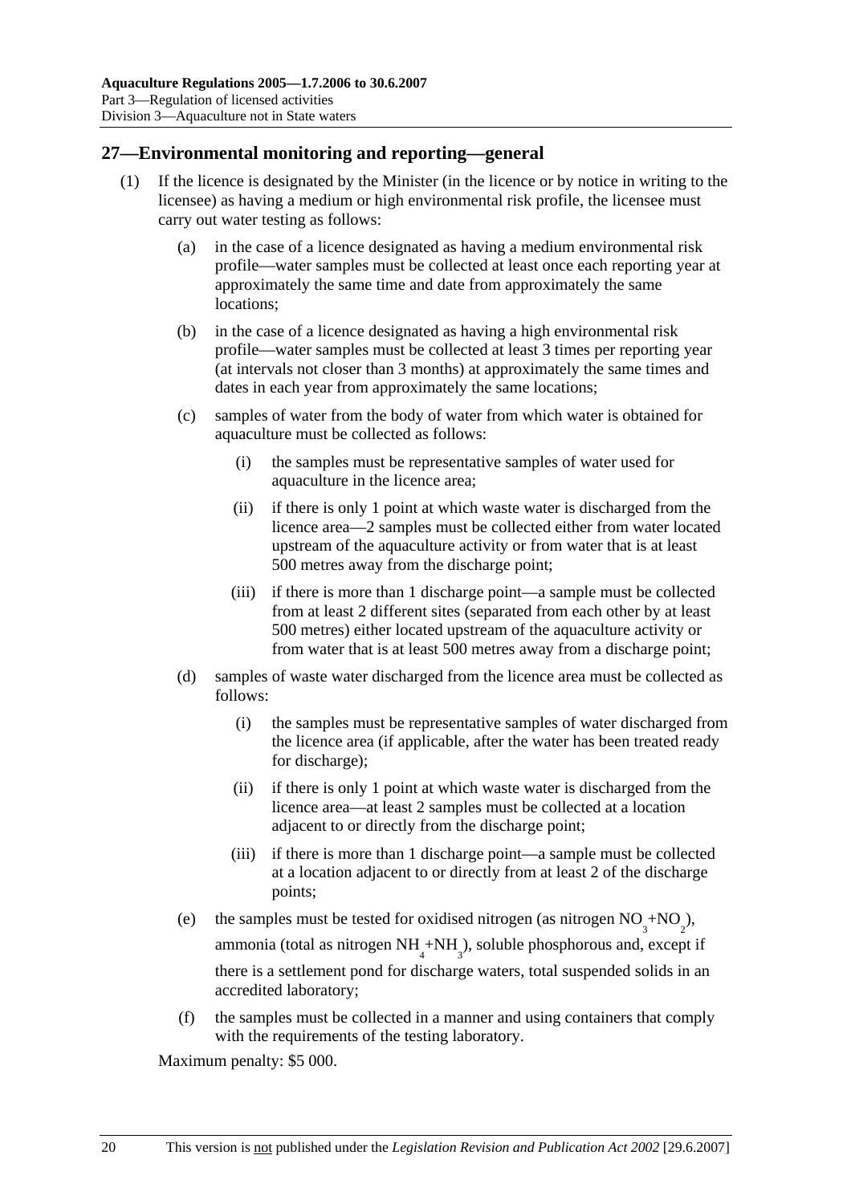## 27—Environmental monitoring and reporting—general

(1) If the licence is designated by the Minister (in the licence or by notice in writing to the licensee) as having a medium or high environmental risk profile, the licensee must carry out water testing as follows:

(a) in the case of a licence designated as having a medium environmental risk profile—water samples must be collected at least once each reporting year at approximately the same time and date from approximately the same locations;

(b) in the case of a licence designated as having a high environmental risk profile—water samples must be collected at least 3 times per reporting year (at intervals not closer than 3 months) at approximately the same times and dates in each year from approximately the same locations;

(c) samples of water from the body of water from which water is obtained for aquaculture must be collected as follows:

(i) the samples must be representative samples of water used for aquaculture in the licence area;

(ii) if there is only 1 point at which waste water is discharged from the licence area—2 samples must be collected either from water located upstream of the aquaculture activity or from water that is at least 500 metres away from the discharge point;

(iii) if there is more than 1 discharge point—a sample must be collected from at least 2 different sites (separated from each other by at least 500 metres) either located upstream of the aquaculture activity or from water that is at least 500 metres away from a discharge point;

(d) samples of waste water discharged from the licence area must be collected as follows:

(i) the samples must be representative samples of water discharged from the licence area (if applicable, after the water has been treated ready for discharge);

(ii) if there is only 1 point at which waste water is discharged from the licence area—at least 2 samples must be collected at a location adjacent to or directly from the discharge point;

(iii) if there is more than 1 discharge point—a sample must be collected at a location adjacent to or directly from at least 2 of the discharge points;

(e) the samples must be tested for oxidised nitrogen (as nitrogen $NO_3$+$NO_2$), ammonia (total as nitrogen $NH_4$+$NH_3$), soluble phosphorous and, except if there is a settlement pond for discharge waters, total suspended solids in an accredited laboratory;

(f) the samples must be collected in a manner and using containers that comply with the requirements of the testing laboratory.

Maximum penalty: $5 000.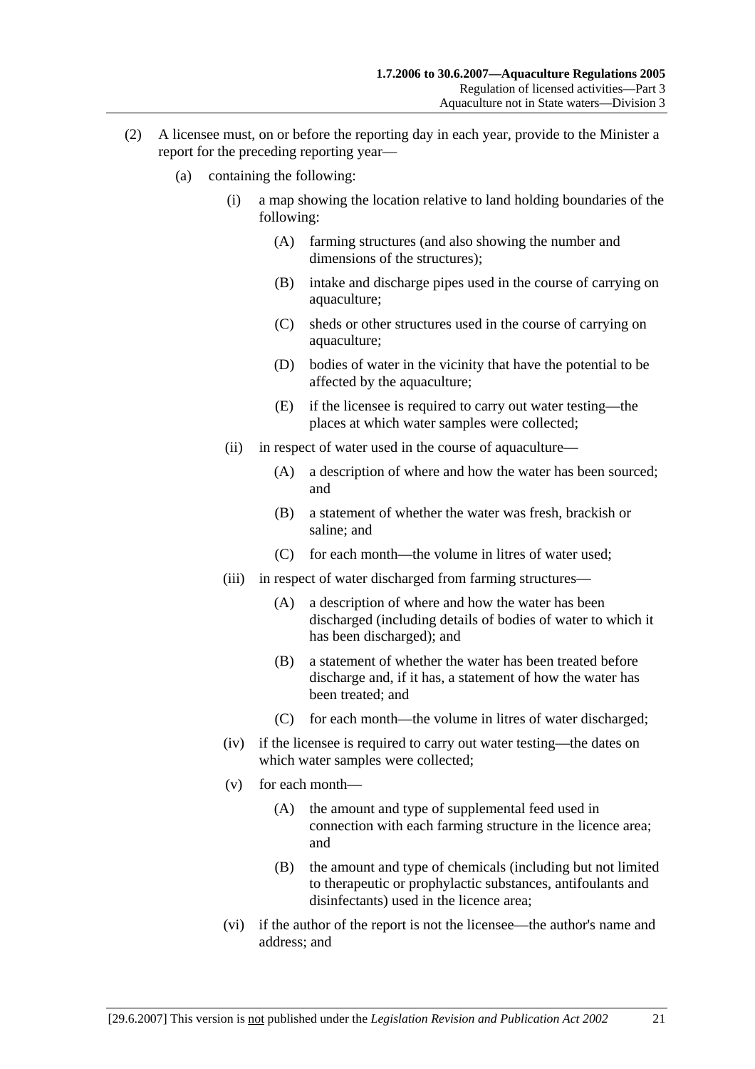(2) A licensee must, on or before the reporting day in each year, provide to the Minister a report for the preceding reporting year—

(a) containing the following:

(i) a map showing the location relative to land holding boundaries of the following:

(A) farming structures (and also showing the number and dimensions of the structures);

(B) intake and discharge pipes used in the course of carrying on aquaculture;

(C) sheds or other structures used in the course of carrying on aquaculture;

(D) bodies of water in the vicinity that have the potential to be affected by the aquaculture;

(E) if the licensee is required to carry out water testing—the places at which water samples were collected;

(ii) in respect of water used in the course of aquaculture—

(A) a description of where and how the water has been sourced; and

(B) a statement of whether the water was fresh, brackish or saline; and

(C) for each month—the volume in litres of water used;

(iii) in respect of water discharged from farming structures—

(A) a description of where and how the water has been discharged (including details of bodies of water to which it has been discharged); and

(B) a statement of whether the water has been treated before discharge and, if it has, a statement of how the water has been treated; and

(C) for each month—the volume in litres of water discharged;

(iv) if the licensee is required to carry out water testing—the dates on which water samples were collected;

(v) for each month—

(A) the amount and type of supplemental feed used in connection with each farming structure in the licence area; and

(B) the amount and type of chemicals (including but not limited to therapeutic or prophylactic substances, antifoulants and disinfectants) used in the licence area;

(vi) if the author of the report is not the licensee—the author's name and address; and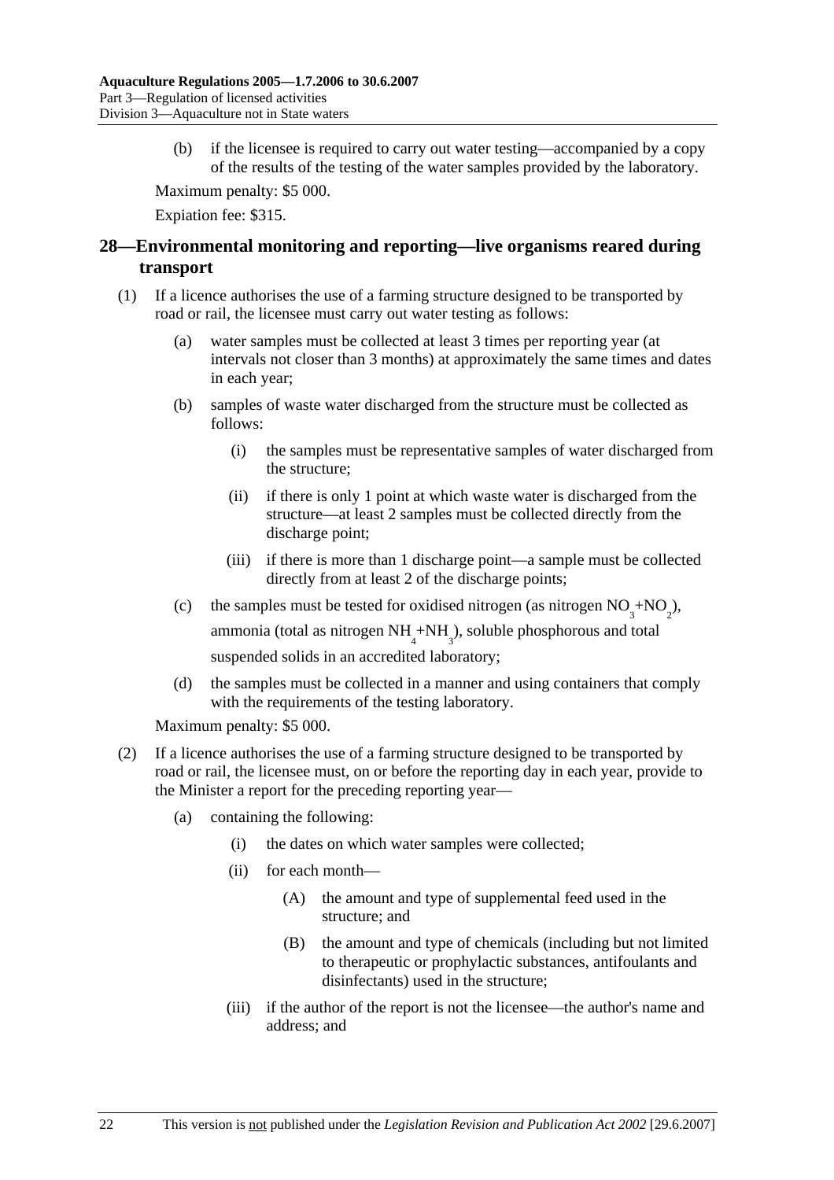(b) if the licensee is required to carry out water testing—accompanied by a copy of the results of the testing of the water samples provided by the laboratory.

Maximum penalty: $5 000.

Expiation fee: $315.

## 28—Environmental monitoring and reporting—live organisms reared during transport

(1) If a licence authorises the use of a farming structure designed to be transported by road or rail, the licensee must carry out water testing as follows:

(a) water samples must be collected at least 3 times per reporting year (at intervals not closer than 3 months) at approximately the same times and dates in each year;

(b) samples of waste water discharged from the structure must be collected as follows:

(i) the samples must be representative samples of water discharged from the structure;

(ii) if there is only 1 point at which waste water is discharged from the structure—at least 2 samples must be collected directly from the discharge point;

(iii) if there is more than 1 discharge point—a sample must be collected directly from at least 2 of the discharge points;

(c) the samples must be tested for oxidised nitrogen (as nitrogen $NO_3$+$NO_2$), ammonia (total as nitrogen $NH_4$+$NH_3$), soluble phosphorous and total suspended solids in an accredited laboratory;

(d) the samples must be collected in a manner and using containers that comply with the requirements of the testing laboratory.

Maximum penalty: $5 000.

(2) If a licence authorises the use of a farming structure designed to be transported by road or rail, the licensee must, on or before the reporting day in each year, provide to the Minister a report for the preceding reporting year—

(a) containing the following:

(i) the dates on which water samples were collected;

(ii) for each month—

(A) the amount and type of supplemental feed used in the structure; and

(B) the amount and type of chemicals (including but not limited to therapeutic or prophylactic substances, antifoulants and disinfectants) used in the structure;

(iii) if the author of the report is not the licensee—the author's name and address; and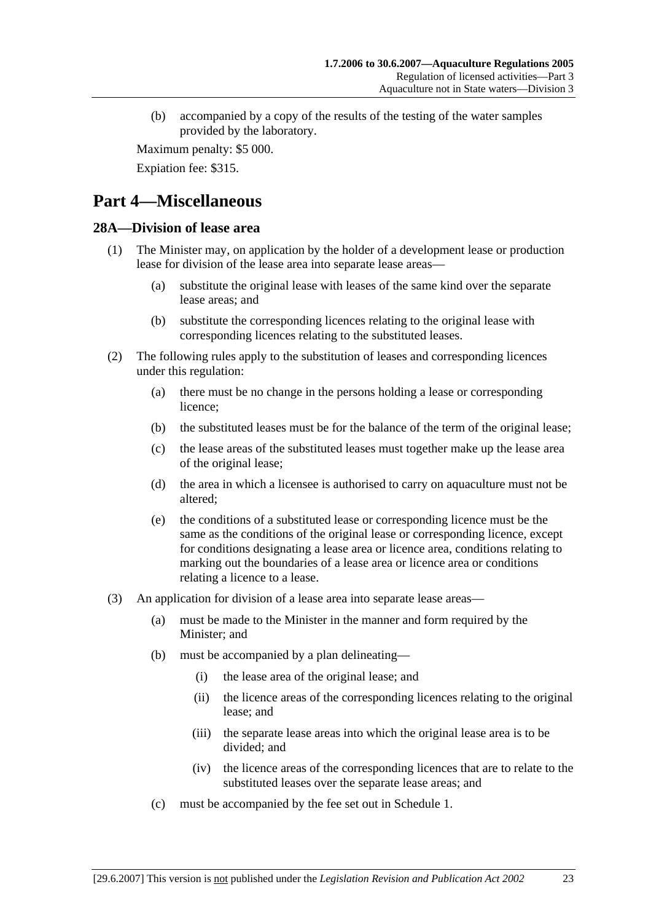(b) accompanied by a copy of the results of the testing of the water samples provided by the laboratory.

Maximum penalty: $5 000.

Expiation fee: $315.

# Part 4—Miscellaneous

## 28A—Division of lease area

(1) The Minister may, on application by the holder of a development lease or production lease for division of the lease area into separate lease areas—

(a) substitute the original lease with leases of the same kind over the separate lease areas; and

(b) substitute the corresponding licences relating to the original lease with corresponding licences relating to the substituted leases.

(2) The following rules apply to the substitution of leases and corresponding licences under this regulation:

(a) there must be no change in the persons holding a lease or corresponding licence;

(b) the substituted leases must be for the balance of the term of the original lease;

(c) the lease areas of the substituted leases must together make up the lease area of the original lease;

(d) the area in which a licensee is authorised to carry on aquaculture must not be altered;

(e) the conditions of a substituted lease or corresponding licence must be the same as the conditions of the original lease or corresponding licence, except for conditions designating a lease area or licence area, conditions relating to marking out the boundaries of a lease area or licence area or conditions relating a licence to a lease.

(3) An application for division of a lease area into separate lease areas—

(a) must be made to the Minister in the manner and form required by the Minister; and

(b) must be accompanied by a plan delineating—

(i) the lease area of the original lease; and

(ii) the licence areas of the corresponding licences relating to the original lease; and

(iii) the separate lease areas into which the original lease area is to be divided; and

(iv) the licence areas of the corresponding licences that are to relate to the substituted leases over the separate lease areas; and

(c) must be accompanied by the fee set out in Schedule 1.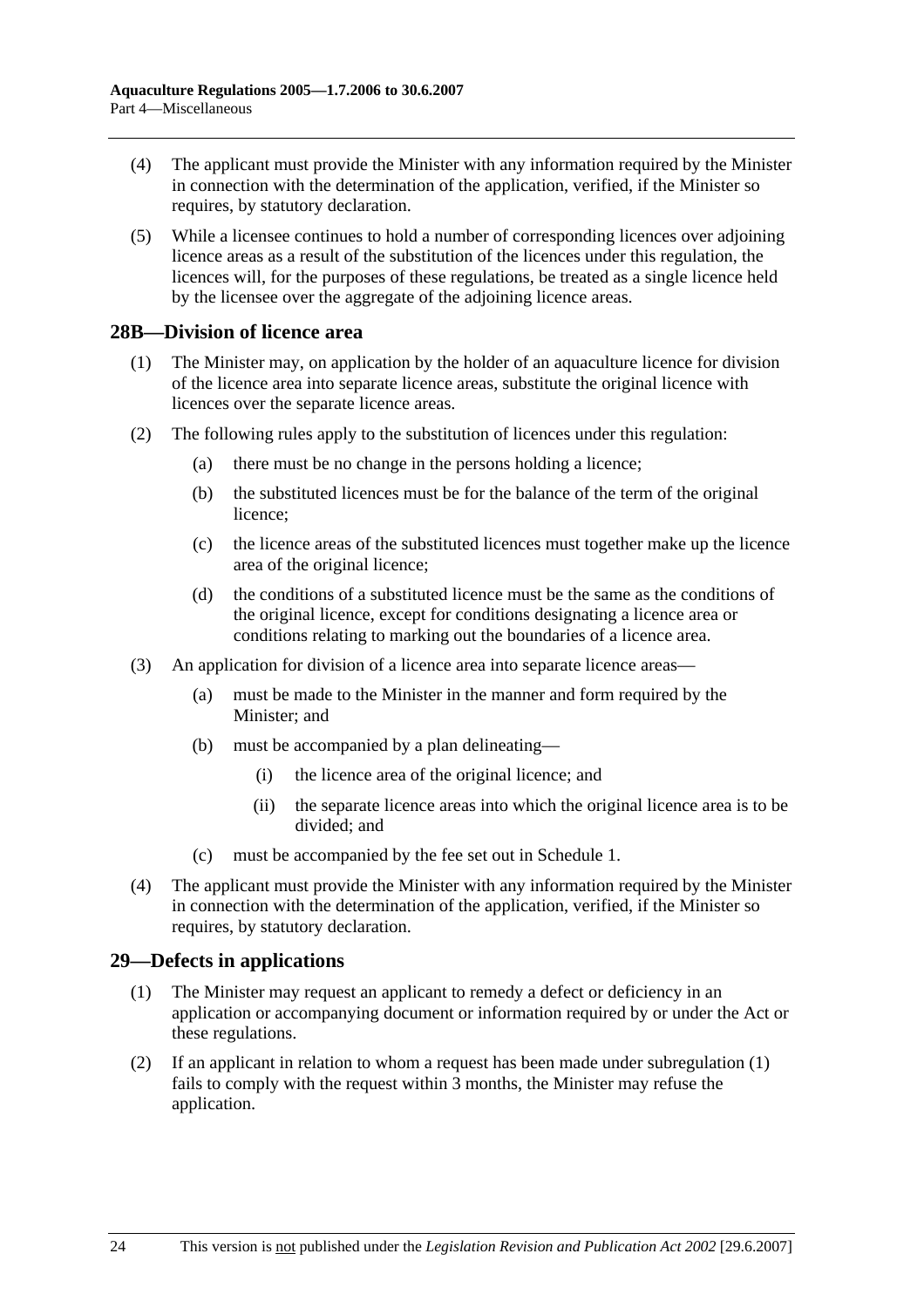(4) The applicant must provide the Minister with any information required by the Minister in connection with the determination of the application, verified, if the Minister so requires, by statutory declaration.

(5) While a licensee continues to hold a number of corresponding licences over adjoining licence areas as a result of the substitution of the licences under this regulation, the licences will, for the purposes of these regulations, be treated as a single licence held by the licensee over the aggregate of the adjoining licence areas.

## 28B—Division of licence area

(1) The Minister may, on application by the holder of an aquaculture licence for division of the licence area into separate licence areas, substitute the original licence with licences over the separate licence areas.

(2) The following rules apply to the substitution of licences under this regulation:

- (a) there must be no change in the persons holding a licence;
- (b) the substituted licences must be for the balance of the term of the original licence;
- (c) the licence areas of the substituted licences must together make up the licence area of the original licence;
- (d) the conditions of a substituted licence must be the same as the conditions of the original licence, except for conditions designating a licence area or conditions relating to marking out the boundaries of a licence area.

(3) An application for division of a licence area into separate licence areas—

- (a) must be made to the Minister in the manner and form required by the Minister; and
- (b) must be accompanied by a plan delineating—
  - (i) the licence area of the original licence; and
  - (ii) the separate licence areas into which the original licence area is to be divided; and
- (c) must be accompanied by the fee set out in Schedule 1.

(4) The applicant must provide the Minister with any information required by the Minister in connection with the determination of the application, verified, if the Minister so requires, by statutory declaration.

## 29—Defects in applications

(1) The Minister may request an applicant to remedy a defect or deficiency in an application or accompanying document or information required by or under the Act or these regulations.

(2) If an applicant in relation to whom a request has been made under subregulation (1) fails to comply with the request within 3 months, the Minister may refuse the application.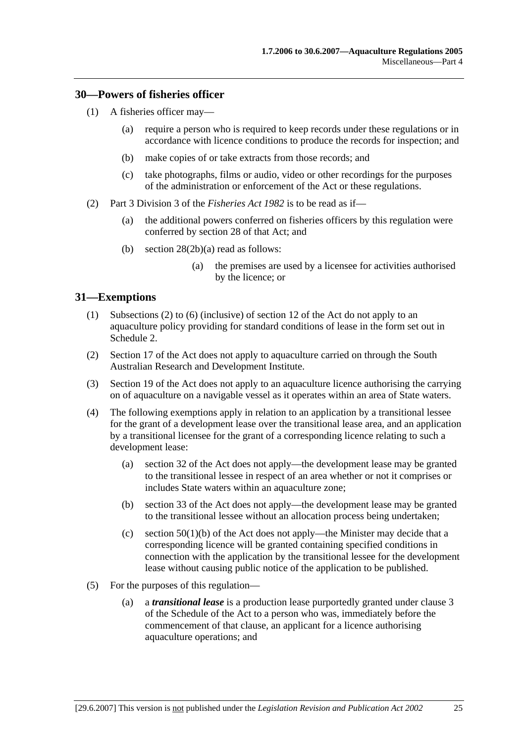## 30—Powers of fisheries officer

(1) A fisheries officer may—

(a) require a person who is required to keep records under these regulations or in accordance with licence conditions to produce the records for inspection; and

(b) make copies of or take extracts from those records; and

(c) take photographs, films or audio, video or other recordings for the purposes of the administration or enforcement of the Act or these regulations.

(2) Part 3 Division 3 of the *Fisheries Act 1982* is to be read as if—

(a) the additional powers conferred on fisheries officers by this regulation were conferred by section 28 of that Act; and

(b) section 28(2b)(a) read as follows:

> (a) the premises are used by a licensee for activities authorised by the licence; or

## 31—Exemptions

(1) Subsections (2) to (6) (inclusive) of section 12 of the Act do not apply to an aquaculture policy providing for standard conditions of lease in the form set out in Schedule 2.

(2) Section 17 of the Act does not apply to aquaculture carried on through the South Australian Research and Development Institute.

(3) Section 19 of the Act does not apply to an aquaculture licence authorising the carrying on of aquaculture on a navigable vessel as it operates within an area of State waters.

(4) The following exemptions apply in relation to an application by a transitional lessee for the grant of a development lease over the transitional lease area, and an application by a transitional licensee for the grant of a corresponding licence relating to such a development lease:

(a) section 32 of the Act does not apply—the development lease may be granted to the transitional lessee in respect of an area whether or not it comprises or includes State waters within an aquaculture zone;

(b) section 33 of the Act does not apply—the development lease may be granted to the transitional lessee without an allocation process being undertaken;

(c) section 50(1)(b) of the Act does not apply—the Minister may decide that a corresponding licence will be granted containing specified conditions in connection with the application by the transitional lessee for the development lease without causing public notice of the application to be published.

(5) For the purposes of this regulation—

(a) a ***transitional lease*** is a production lease purportedly granted under clause 3 of the Schedule of the Act to a person who was, immediately before the commencement of that clause, an applicant for a licence authorising aquaculture operations; and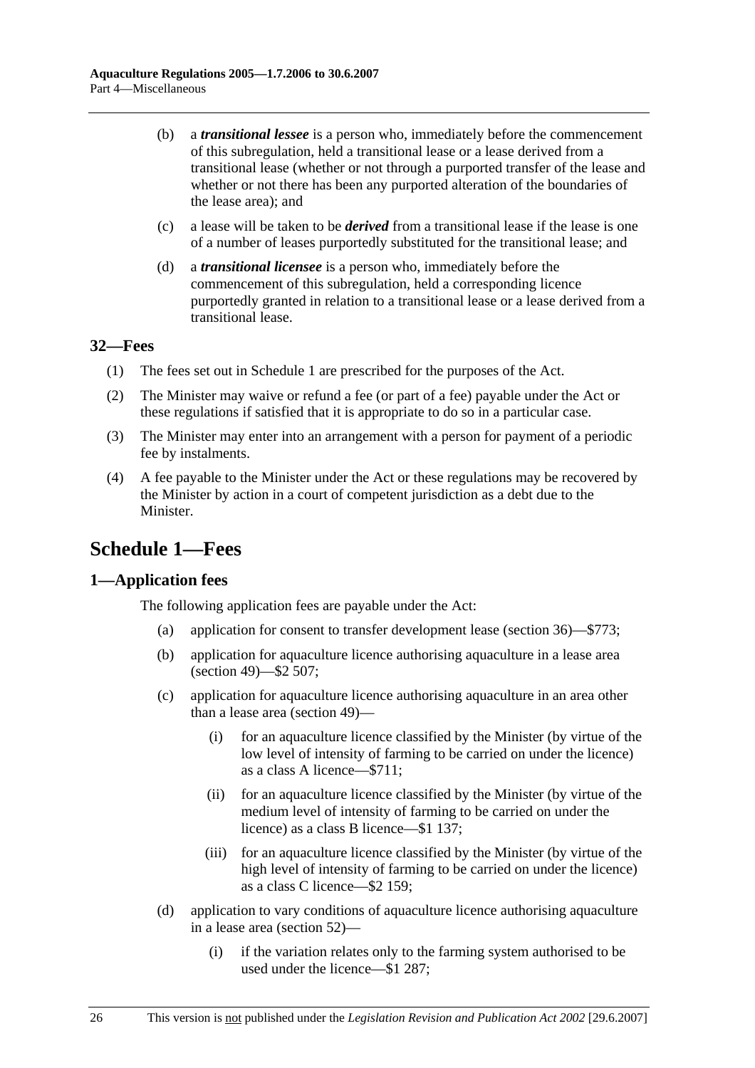(b) a ***transitional lessee*** is a person who, immediately before the commencement of this subregulation, held a transitional lease or a lease derived from a transitional lease (whether or not through a purported transfer of the lease and whether or not there has been any purported alteration of the boundaries of the lease area); and

(c) a lease will be taken to be ***derived*** from a transitional lease if the lease is one of a number of leases purportedly substituted for the transitional lease; and

(d) a ***transitional licensee*** is a person who, immediately before the commencement of this subregulation, held a corresponding licence purportedly granted in relation to a transitional lease or a lease derived from a transitional lease.

### 32—Fees

(1) The fees set out in Schedule 1 are prescribed for the purposes of the Act.

(2) The Minister may waive or refund a fee (or part of a fee) payable under the Act or these regulations if satisfied that it is appropriate to do so in a particular case.

(3) The Minister may enter into an arrangement with a person for payment of a periodic fee by instalments.

(4) A fee payable to the Minister under the Act or these regulations may be recovered by the Minister by action in a court of competent jurisdiction as a debt due to the Minister.

## Schedule 1—Fees

### 1—Application fees

The following application fees are payable under the Act:

(a) application for consent to transfer development lease (section 36)—$773;

(b) application for aquaculture licence authorising aquaculture in a lease area (section 49)—$2 507;

(c) application for aquaculture licence authorising aquaculture in an area other than a lease area (section 49)—

(i) for an aquaculture licence classified by the Minister (by virtue of the low level of intensity of farming to be carried on under the licence) as a class A licence—$711;

(ii) for an aquaculture licence classified by the Minister (by virtue of the medium level of intensity of farming to be carried on under the licence) as a class B licence—$1 137;

(iii) for an aquaculture licence classified by the Minister (by virtue of the high level of intensity of farming to be carried on under the licence) as a class C licence—$2 159;

(d) application to vary conditions of aquaculture licence authorising aquaculture in a lease area (section 52)—

(i) if the variation relates only to the farming system authorised to be used under the licence—$1 287;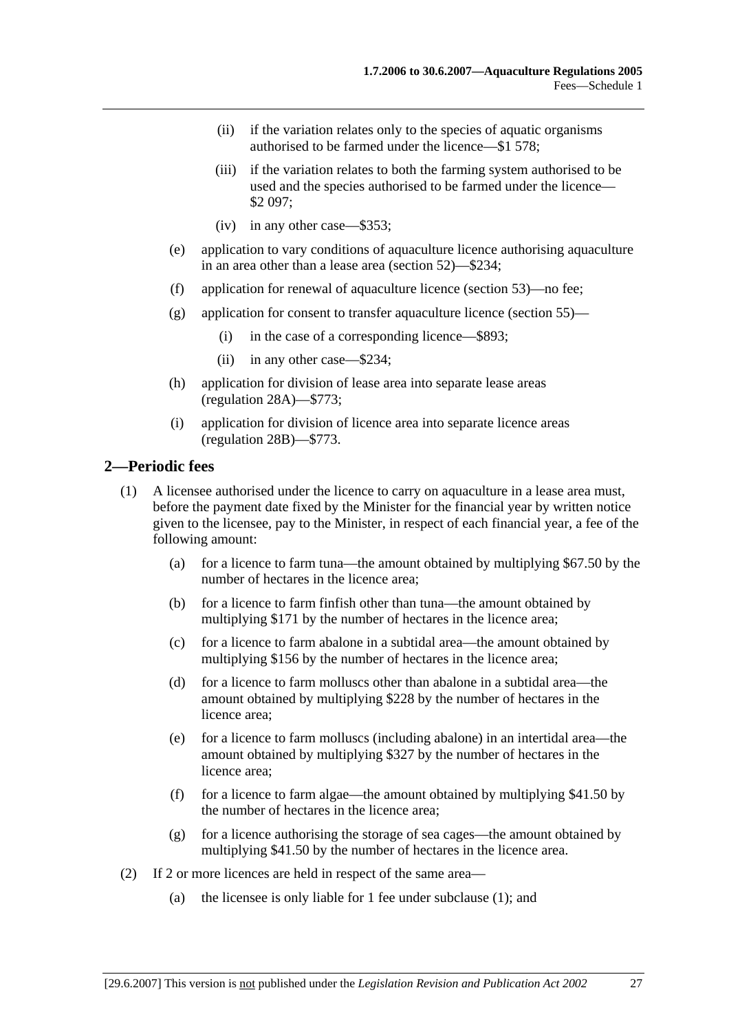(ii) if the variation relates only to the species of aquatic organisms authorised to be farmed under the licence—$1 578;

(iii) if the variation relates to both the farming system authorised to be used and the species authorised to be farmed under the licence—$2 097;

(iv) in any other case—$353;

(e) application to vary conditions of aquaculture licence authorising aquaculture in an area other than a lease area (section 52)—$234;

(f) application for renewal of aquaculture licence (section 53)—no fee;

(g) application for consent to transfer aquaculture licence (section 55)—

(i) in the case of a corresponding licence—$893;

(ii) in any other case—$234;

(h) application for division of lease area into separate lease areas (regulation 28A)—$773;

(i) application for division of licence area into separate licence areas (regulation 28B)—$773.

## 2—Periodic fees

(1) A licensee authorised under the licence to carry on aquaculture in a lease area must, before the payment date fixed by the Minister for the financial year by written notice given to the licensee, pay to the Minister, in respect of each financial year, a fee of the following amount:

(a) for a licence to farm tuna—the amount obtained by multiplying $67.50 by the number of hectares in the licence area;

(b) for a licence to farm finfish other than tuna—the amount obtained by multiplying $171 by the number of hectares in the licence area;

(c) for a licence to farm abalone in a subtidal area—the amount obtained by multiplying $156 by the number of hectares in the licence area;

(d) for a licence to farm molluscs other than abalone in a subtidal area—the amount obtained by multiplying $228 by the number of hectares in the licence area;

(e) for a licence to farm molluscs (including abalone) in an intertidal area—the amount obtained by multiplying $327 by the number of hectares in the licence area;

(f) for a licence to farm algae—the amount obtained by multiplying $41.50 by the number of hectares in the licence area;

(g) for a licence authorising the storage of sea cages—the amount obtained by multiplying $41.50 by the number of hectares in the licence area.

(2) If 2 or more licences are held in respect of the same area—

(a) the licensee is only liable for 1 fee under subclause (1); and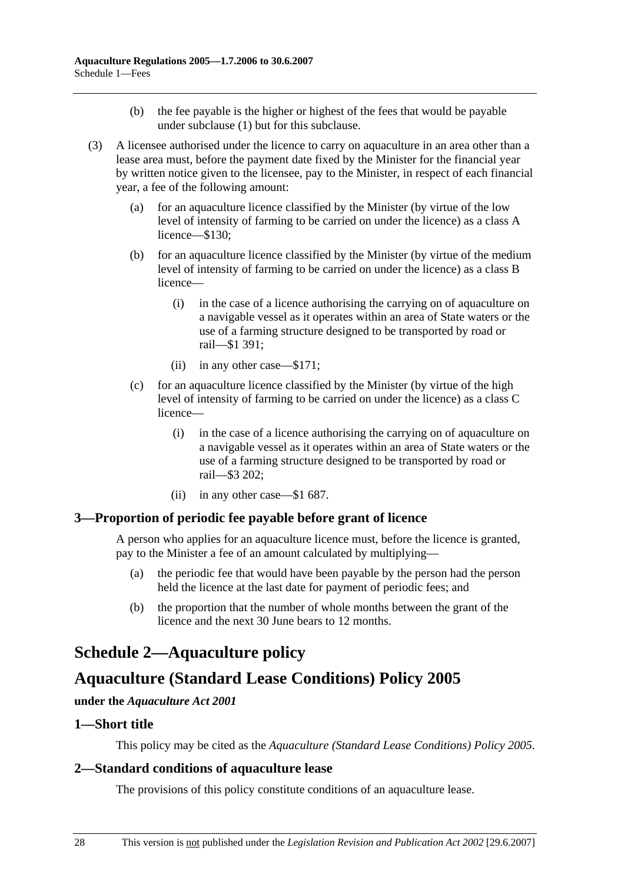(b) the fee payable is the higher or highest of the fees that would be payable under subclause (1) but for this subclause.

(3) A licensee authorised under the licence to carry on aquaculture in an area other than a lease area must, before the payment date fixed by the Minister for the financial year by written notice given to the licensee, pay to the Minister, in respect of each financial year, a fee of the following amount:

(a) for an aquaculture licence classified by the Minister (by virtue of the low level of intensity of farming to be carried on under the licence) as a class A licence—$130;

(b) for an aquaculture licence classified by the Minister (by virtue of the medium level of intensity of farming to be carried on under the licence) as a class B licence—

(i) in the case of a licence authorising the carrying on of aquaculture on a navigable vessel as it operates within an area of State waters or the use of a farming structure designed to be transported by road or rail—$1 391;

(ii) in any other case—$171;

(c) for an aquaculture licence classified by the Minister (by virtue of the high level of intensity of farming to be carried on under the licence) as a class C licence—

(i) in the case of a licence authorising the carrying on of aquaculture on a navigable vessel as it operates within an area of State waters or the use of a farming structure designed to be transported by road or rail—$3 202;

(ii) in any other case—$1 687.

### 3—Proportion of periodic fee payable before grant of licence

A person who applies for an aquaculture licence must, before the licence is granted, pay to the Minister a fee of an amount calculated by multiplying—

(a) the periodic fee that would have been payable by the person had the person held the licence at the last date for payment of periodic fees; and

(b) the proportion that the number of whole months between the grant of the licence and the next 30 June bears to 12 months.

## Schedule 2—Aquaculture policy

## Aquaculture (Standard Lease Conditions) Policy 2005

**under the *Aquaculture Act 2001***

### 1—Short title

This policy may be cited as the *Aquaculture (Standard Lease Conditions) Policy 2005*.

### 2—Standard conditions of aquaculture lease

The provisions of this policy constitute conditions of an aquaculture lease.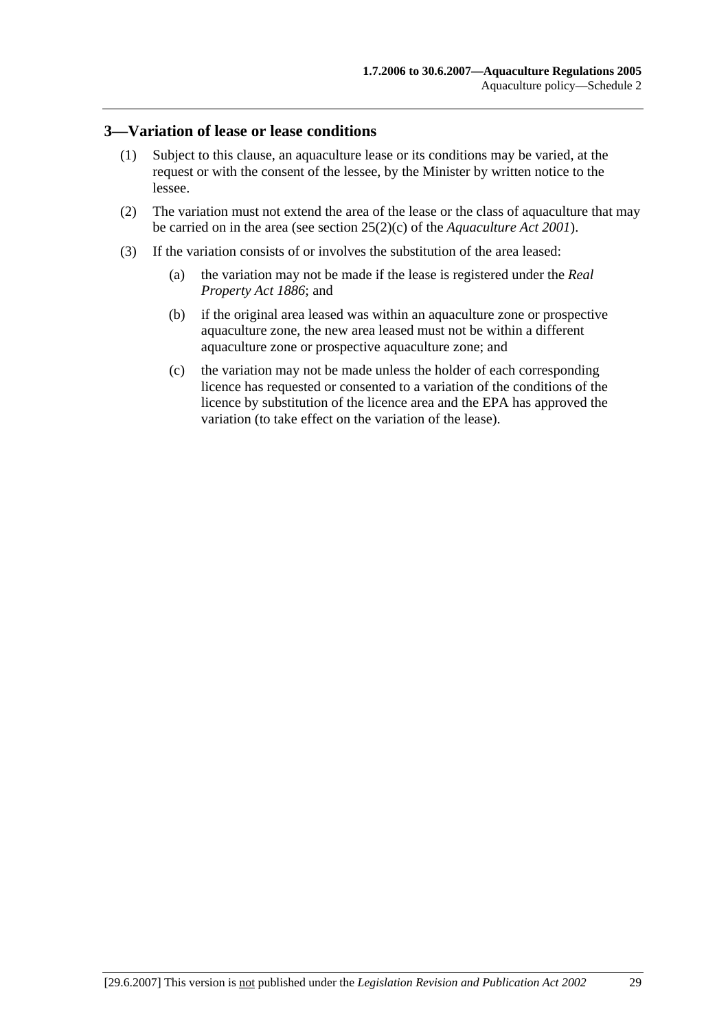## 3—Variation of lease or lease conditions

(1) Subject to this clause, an aquaculture lease or its conditions may be varied, at the request or with the consent of the lessee, by the Minister by written notice to the lessee.

(2) The variation must not extend the area of the lease or the class of aquaculture that may be carried on in the area (see section 25(2)(c) of the *Aquaculture Act 2001*).

(3) If the variation consists of or involves the substitution of the area leased:

(a) the variation may not be made if the lease is registered under the *Real Property Act 1886*; and

(b) if the original area leased was within an aquaculture zone or prospective aquaculture zone, the new area leased must not be within a different aquaculture zone or prospective aquaculture zone; and

(c) the variation may not be made unless the holder of each corresponding licence has requested or consented to a variation of the conditions of the licence by substitution of the licence area and the EPA has approved the variation (to take effect on the variation of the lease).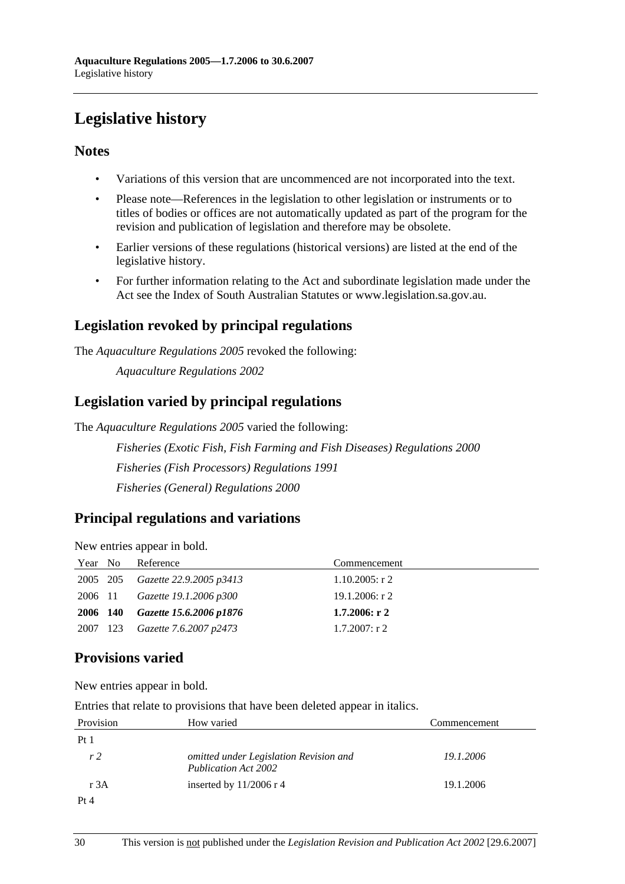# Legislative history

## Notes

- Variations of this version that are uncommenced are not incorporated into the text.
- Please note—References in the legislation to other legislation or instruments or to titles of bodies or offices are not automatically updated as part of the program for the revision and publication of legislation and therefore may be obsolete.
- Earlier versions of these regulations (historical versions) are listed at the end of the legislative history.
- For further information relating to the Act and subordinate legislation made under the Act see the Index of South Australian Statutes or www.legislation.sa.gov.au.

## Legislation revoked by principal regulations

The *Aquaculture Regulations 2005* revoked the following:

*Aquaculture Regulations 2002*

## Legislation varied by principal regulations

The *Aquaculture Regulations 2005* varied the following:

*Fisheries (Exotic Fish, Fish Farming and Fish Diseases) Regulations 2000*

*Fisheries (Fish Processors) Regulations 1991*

*Fisheries (General) Regulations 2000*

## Principal regulations and variations

New entries appear in bold.

| Year | No | Reference | Commencement |
|---|---|---|---|
| 2005 | 205 | *Gazette 22.9.2005 p3413* | 1.10.2005: r 2 |
| 2006 | 11 | *Gazette 19.1.2006 p300* | 19.1.2006: r 2 |
| **2006** | **140** | ***Gazette 15.6.2006 p1876*** | **1.7.2006: r 2** |
| 2007 | 123 | *Gazette 7.6.2007 p2473* | 1.7.2007: r 2 |

## Provisions varied

New entries appear in bold.

Entries that relate to provisions that have been deleted appear in italics.

| Provision | How varied | Commencement |
|---|---|---|
| Pt 1 | | |
| *r 2* | *omitted under Legislation Revision and Publication Act 2002* | *19.1.2006* |
| r 3A | inserted by 11/2006 r 4 | 19.1.2006 |
| Pt 4 | | |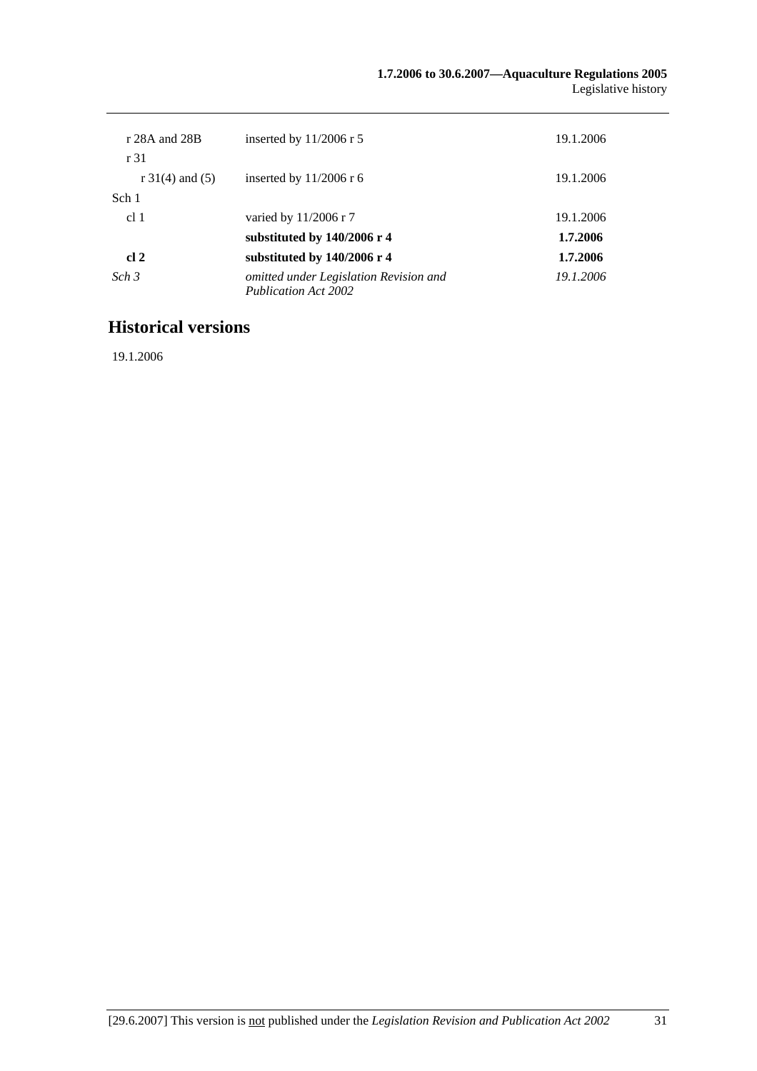| | | |
|---|---|---|
| r 28A and 28B | inserted by 11/2006 r 5 | 19.1.2006 |
| r 31 | | |
| r 31(4) and (5) | inserted by 11/2006 r 6 | 19.1.2006 |
| Sch 1 | | |
| cl 1 | varied by 11/2006 r 7 | 19.1.2006 |
| | **substituted by 140/2006 r 4** | **1.7.2006** |
| **cl 2** | **substituted by 140/2006 r 4** | **1.7.2006** |
| *Sch 3* | *omitted under Legislation Revision and Publication Act 2002* | *19.1.2006* |

## Historical versions

19.1.2006